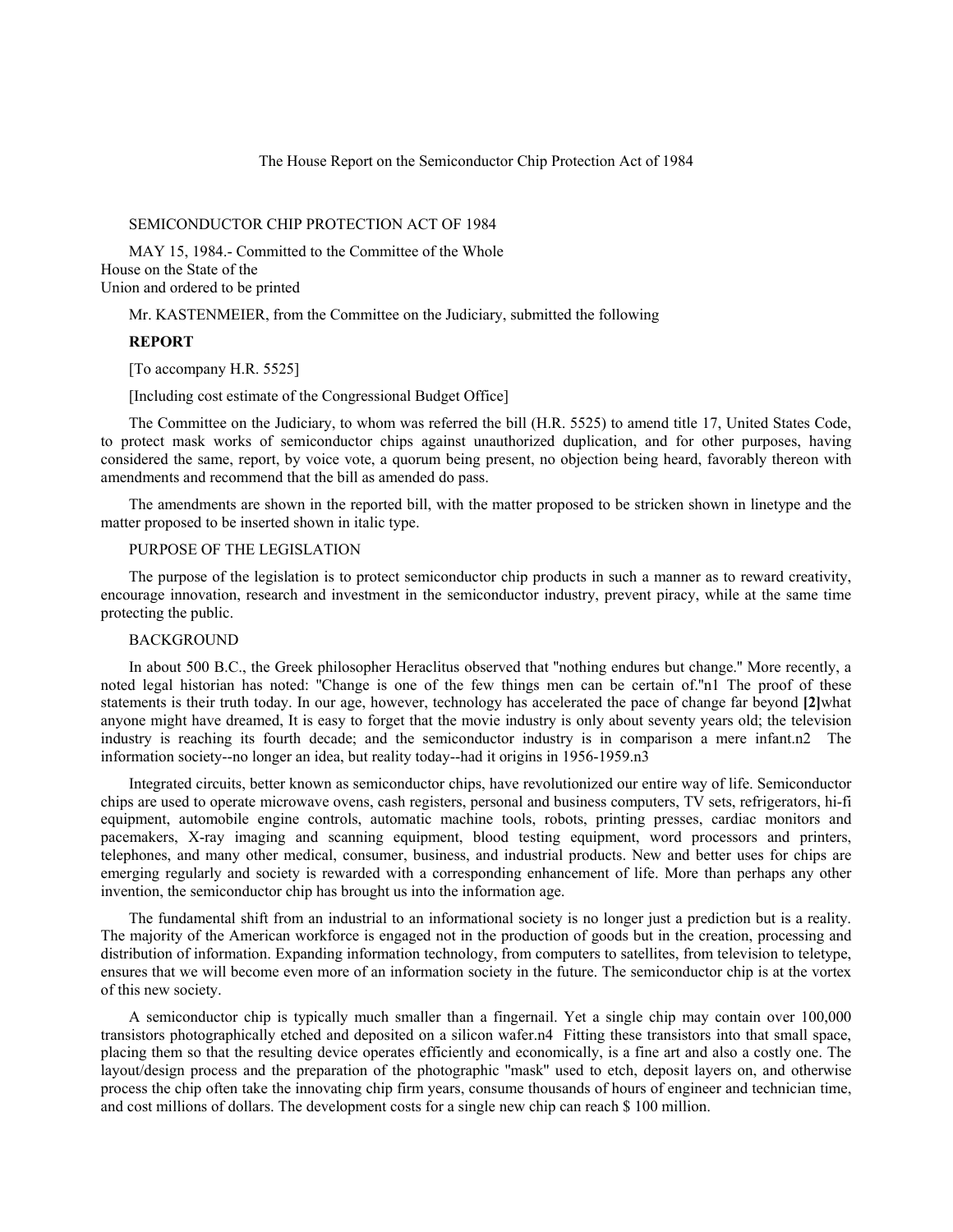The House Report on the Semiconductor Chip Protection Act of 1984

SEMICONDUCTOR CHIP PROTECTION ACT OF 1984

MAY 15, 1984.- Committed to the Committee of the Whole House on the State of the Union and ordered to be printed

Mr. KASTENMEIER, from the Committee on the Judiciary, submitted the following

**REPORT**

[To accompany H.R. 5525]

[Including cost estimate of the Congressional Budget Office]

The Committee on the Judiciary, to whom was referred the bill (H.R. 5525) to amend title 17, United States Code, to protect mask works of semiconductor chips against unauthorized duplication, and for other purposes, having considered the same, report, by voice vote, a quorum being present, no objection being heard, favorably thereon with amendments and recommend that the bill as amended do pass.

The amendments are shown in the reported bill, with the matter proposed to be stricken shown in linetype and the matter proposed to be inserted shown in italic type.

## PURPOSE OF THE LEGISLATION

The purpose of the legislation is to protect semiconductor chip products in such a manner as to reward creativity, encourage innovation, research and investment in the semiconductor industry, prevent piracy, while at the same time protecting the public.

## BACKGROUND

In about 500 B.C., the Greek philosopher Heraclitus observed that "nothing endures but change." More recently, a noted legal historian has noted: "Change is one of the few things men can be certain of."n1 The proof of these statements is their truth today. In our age, however, technology has accelerated the pace of change far beyond **[2]**what anyone might have dreamed, It is easy to forget that the movie industry is only about seventy years old; the television industry is reaching its fourth decade; and the semiconductor industry is in comparison a mere infant.n2 The information society--no longer an idea, but reality today--had it origins in 1956-1959.n3

Integrated circuits, better known as semiconductor chips, have revolutionized our entire way of life. Semiconductor chips are used to operate microwave ovens, cash registers, personal and business computers, TV sets, refrigerators, hi-fi equipment, automobile engine controls, automatic machine tools, robots, printing presses, cardiac monitors and pacemakers, X-ray imaging and scanning equipment, blood testing equipment, word processors and printers, telephones, and many other medical, consumer, business, and industrial products. New and better uses for chips are emerging regularly and society is rewarded with a corresponding enhancement of life. More than perhaps any other invention, the semiconductor chip has brought us into the information age.

The fundamental shift from an industrial to an informational society is no longer just a prediction but is a reality. The majority of the American workforce is engaged not in the production of goods but in the creation, processing and distribution of information. Expanding information technology, from computers to satellites, from television to teletype, ensures that we will become even more of an information society in the future. The semiconductor chip is at the vortex of this new society.

A semiconductor chip is typically much smaller than a fingernail. Yet a single chip may contain over 100,000 transistors photographically etched and deposited on a silicon wafer.n4 Fitting these transistors into that small space, placing them so that the resulting device operates efficiently and economically, is a fine art and also a costly one. The layout/design process and the preparation of the photographic "mask" used to etch, deposit layers on, and otherwise process the chip often take the innovating chip firm years, consume thousands of hours of engineer and technician time, and cost millions of dollars. The development costs for a single new chip can reach $ 100 million.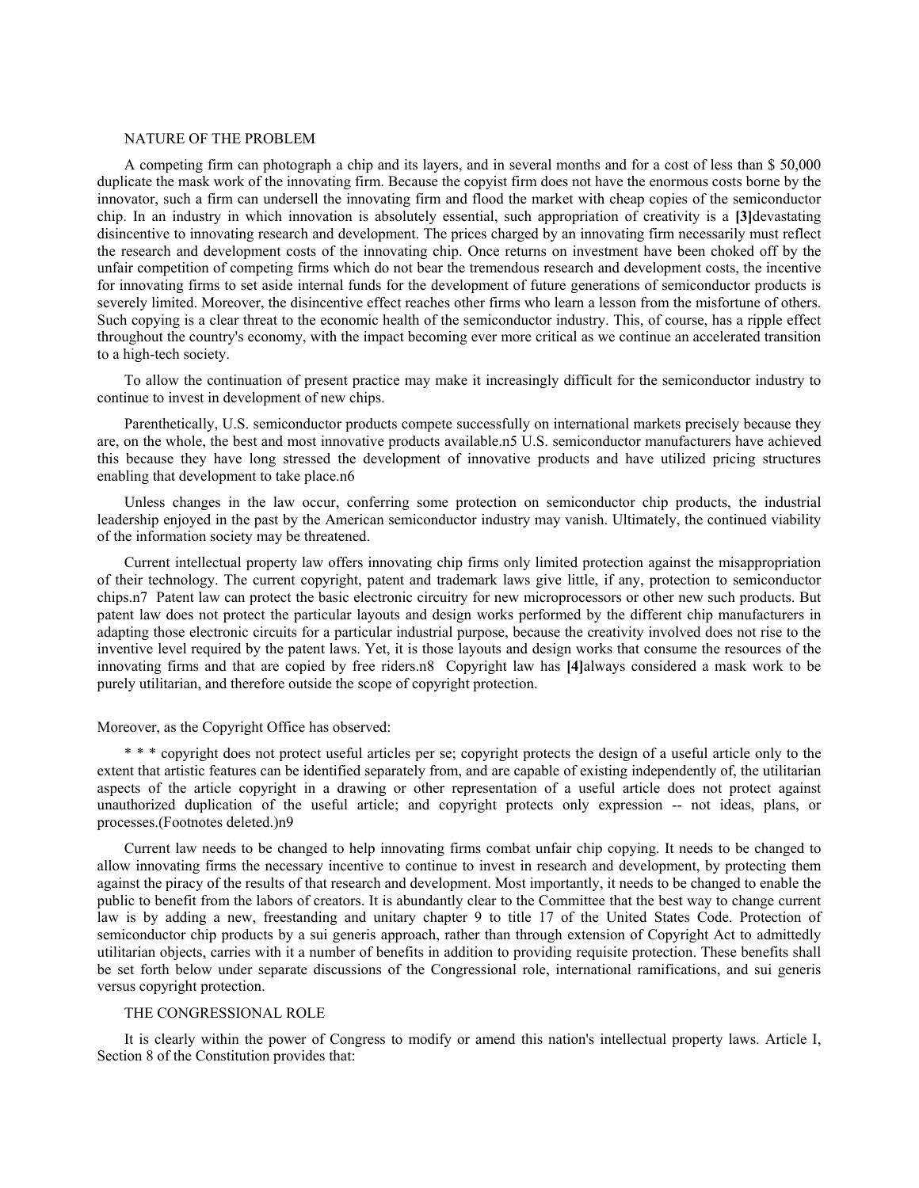## NATURE OF THE PROBLEM

A competing firm can photograph a chip and its layers, and in several months and for a cost of less than $ 50,000 duplicate the mask work of the innovating firm. Because the copyist firm does not have the enormous costs borne by the innovator, such a firm can undersell the innovating firm and flood the market with cheap copies of the semiconductor chip. In an industry in which innovation is absolutely essential, such appropriation of creativity is a **[3]**devastating disincentive to innovating research and development. The prices charged by an innovating firm necessarily must reflect the research and development costs of the innovating chip. Once returns on investment have been choked off by the unfair competition of competing firms which do not bear the tremendous research and development costs, the incentive for innovating firms to set aside internal funds for the development of future generations of semiconductor products is severely limited. Moreover, the disincentive effect reaches other firms who learn a lesson from the misfortune of others. Such copying is a clear threat to the economic health of the semiconductor industry. This, of course, has a ripple effect throughout the country's economy, with the impact becoming ever more critical as we continue an accelerated transition to a high-tech society.

To allow the continuation of present practice may make it increasingly difficult for the semiconductor industry to continue to invest in development of new chips.

Parenthetically, U.S. semiconductor products compete successfully on international markets precisely because they are, on the whole, the best and most innovative products available.n5 U.S. semiconductor manufacturers have achieved this because they have long stressed the development of innovative products and have utilized pricing structures enabling that development to take place.n6

Unless changes in the law occur, conferring some protection on semiconductor chip products, the industrial leadership enjoyed in the past by the American semiconductor industry may vanish. Ultimately, the continued viability of the information society may be threatened.

Current intellectual property law offers innovating chip firms only limited protection against the misappropriation of their technology. The current copyright, patent and trademark laws give little, if any, protection to semiconductor chips.n7 Patent law can protect the basic electronic circuitry for new microprocessors or other new such products. But patent law does not protect the particular layouts and design works performed by the different chip manufacturers in adapting those electronic circuits for a particular industrial purpose, because the creativity involved does not rise to the inventive level required by the patent laws. Yet, it is those layouts and design works that consume the resources of the innovating firms and that are copied by free riders.n8 Copyright law has **[4]**always considered a mask work to be purely utilitarian, and therefore outside the scope of copyright protection.

Moreover, as the Copyright Office has observed:

> * * * copyright does not protect useful articles per se; copyright protects the design of a useful article only to the extent that artistic features can be identified separately from, and are capable of existing independently of, the utilitarian aspects of the article copyright in a drawing or other representation of a useful article does not protect against unauthorized duplication of the useful article; and copyright protects only expression -- not ideas, plans, or processes.(Footnotes deleted.)n9

Current law needs to be changed to help innovating firms combat unfair chip copying. It needs to be changed to allow innovating firms the necessary incentive to continue to invest in research and development, by protecting them against the piracy of the results of that research and development. Most importantly, it needs to be changed to enable the public to benefit from the labors of creators. It is abundantly clear to the Committee that the best way to change current law is by adding a new, freestanding and unitary chapter 9 to title 17 of the United States Code. Protection of semiconductor chip products by a sui generis approach, rather than through extension of Copyright Act to admittedly utilitarian objects, carries with it a number of benefits in addition to providing requisite protection. These benefits shall be set forth below under separate discussions of the Congressional role, international ramifications, and sui generis versus copyright protection.

## THE CONGRESSIONAL ROLE

It is clearly within the power of Congress to modify or amend this nation's intellectual property laws. Article I, Section 8 of the Constitution provides that: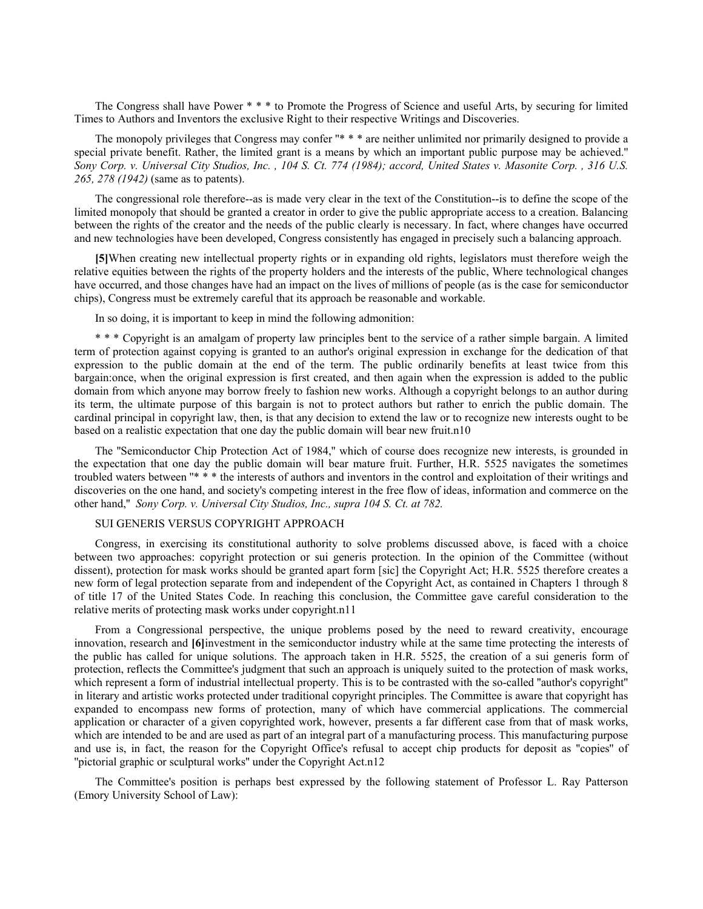The Congress shall have Power * * * to Promote the Progress of Science and useful Arts, by securing for limited Times to Authors and Inventors the exclusive Right to their respective Writings and Discoveries.

The monopoly privileges that Congress may confer "* * * are neither unlimited nor primarily designed to provide a special private benefit. Rather, the limited grant is a means by which an important public purpose may be achieved." *Sony Corp. v. Universal City Studios, Inc. , 104 S. Ct. 774 (1984); accord, United States v. Masonite Corp. , 316 U.S. 265, 278 (1942)* (same as to patents).

The congressional role therefore--as is made very clear in the text of the Constitution--is to define the scope of the limited monopoly that should be granted a creator in order to give the public appropriate access to a creation. Balancing between the rights of the creator and the needs of the public clearly is necessary. In fact, where changes have occurred and new technologies have been developed, Congress consistently has engaged in precisely such a balancing approach.

**[5]**When creating new intellectual property rights or in expanding old rights, legislators must therefore weigh the relative equities between the rights of the property holders and the interests of the public, Where technological changes have occurred, and those changes have had an impact on the lives of millions of people (as is the case for semiconductor chips), Congress must be extremely careful that its approach be reasonable and workable.

In so doing, it is important to keep in mind the following admonition:

* * * Copyright is an amalgam of property law principles bent to the service of a rather simple bargain. A limited term of protection against copying is granted to an author's original expression in exchange for the dedication of that expression to the public domain at the end of the term. The public ordinarily benefits at least twice from this bargain:once, when the original expression is first created, and then again when the expression is added to the public domain from which anyone may borrow freely to fashion new works. Although a copyright belongs to an author during its term, the ultimate purpose of this bargain is not to protect authors but rather to enrich the public domain. The cardinal principal in copyright law, then, is that any decision to extend the law or to recognize new interests ought to be based on a realistic expectation that one day the public domain will bear new fruit.n10

The "Semiconductor Chip Protection Act of 1984," which of course does recognize new interests, is grounded in the expectation that one day the public domain will bear mature fruit. Further, H.R. 5525 navigates the sometimes troubled waters between "* * * the interests of authors and inventors in the control and exploitation of their writings and discoveries on the one hand, and society's competing interest in the free flow of ideas, information and commerce on the other hand," *Sony Corp. v. Universal City Studios, Inc., supra 104 S. Ct. at 782.*

SUI GENERIS VERSUS COPYRIGHT APPROACH

Congress, in exercising its constitutional authority to solve problems discussed above, is faced with a choice between two approaches: copyright protection or sui generis protection. In the opinion of the Committee (without dissent), protection for mask works should be granted apart form [sic] the Copyright Act; H.R. 5525 therefore creates a new form of legal protection separate from and independent of the Copyright Act, as contained in Chapters 1 through 8 of title 17 of the United States Code. In reaching this conclusion, the Committee gave careful consideration to the relative merits of protecting mask works under copyright.n11

From a Congressional perspective, the unique problems posed by the need to reward creativity, encourage innovation, research and **[6]**investment in the semiconductor industry while at the same time protecting the interests of the public has called for unique solutions. The approach taken in H.R. 5525, the creation of a sui generis form of protection, reflects the Committee's judgment that such an approach is uniquely suited to the protection of mask works, which represent a form of industrial intellectual property. This is to be contrasted with the so-called "author's copyright" in literary and artistic works protected under traditional copyright principles. The Committee is aware that copyright has expanded to encompass new forms of protection, many of which have commercial applications. The commercial application or character of a given copyrighted work, however, presents a far different case from that of mask works, which are intended to be and are used as part of an integral part of a manufacturing process. This manufacturing purpose and use is, in fact, the reason for the Copyright Office's refusal to accept chip products for deposit as "copies" of "pictorial graphic or sculptural works" under the Copyright Act.n12

The Committee's position is perhaps best expressed by the following statement of Professor L. Ray Patterson (Emory University School of Law):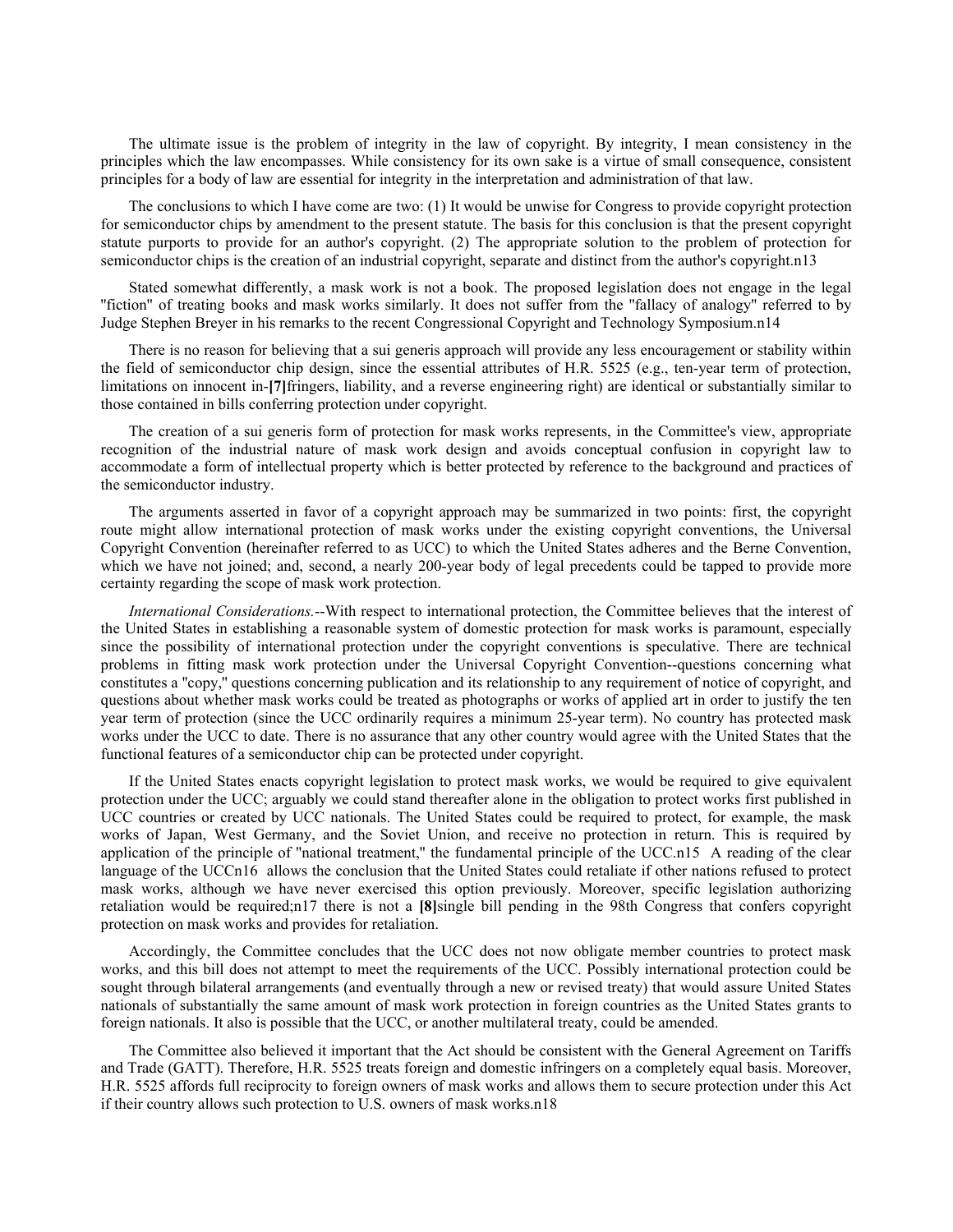The ultimate issue is the problem of integrity in the law of copyright. By integrity, I mean consistency in the principles which the law encompasses. While consistency for its own sake is a virtue of small consequence, consistent principles for a body of law are essential for integrity in the interpretation and administration of that law.

The conclusions to which I have come are two: (1) It would be unwise for Congress to provide copyright protection for semiconductor chips by amendment to the present statute. The basis for this conclusion is that the present copyright statute purports to provide for an author's copyright. (2) The appropriate solution to the problem of protection for semiconductor chips is the creation of an industrial copyright, separate and distinct from the author's copyright.n13

Stated somewhat differently, a mask work is not a book. The proposed legislation does not engage in the legal "fiction" of treating books and mask works similarly. It does not suffer from the "fallacy of analogy" referred to by Judge Stephen Breyer in his remarks to the recent Congressional Copyright and Technology Symposium.n14

There is no reason for believing that a sui generis approach will provide any less encouragement or stability within the field of semiconductor chip design, since the essential attributes of H.R. 5525 (e.g., ten-year term of protection, limitations on innocent in-**[7]**fringers, liability, and a reverse engineering right) are identical or substantially similar to those contained in bills conferring protection under copyright.

The creation of a sui generis form of protection for mask works represents, in the Committee's view, appropriate recognition of the industrial nature of mask work design and avoids conceptual confusion in copyright law to accommodate a form of intellectual property which is better protected by reference to the background and practices of the semiconductor industry.

The arguments asserted in favor of a copyright approach may be summarized in two points: first, the copyright route might allow international protection of mask works under the existing copyright conventions, the Universal Copyright Convention (hereinafter referred to as UCC) to which the United States adheres and the Berne Convention, which we have not joined; and, second, a nearly 200-year body of legal precedents could be tapped to provide more certainty regarding the scope of mask work protection.

*International Considerations.*--With respect to international protection, the Committee believes that the interest of the United States in establishing a reasonable system of domestic protection for mask works is paramount, especially since the possibility of international protection under the copyright conventions is speculative. There are technical problems in fitting mask work protection under the Universal Copyright Convention--questions concerning what constitutes a "copy," questions concerning publication and its relationship to any requirement of notice of copyright, and questions about whether mask works could be treated as photographs or works of applied art in order to justify the ten year term of protection (since the UCC ordinarily requires a minimum 25-year term). No country has protected mask works under the UCC to date. There is no assurance that any other country would agree with the United States that the functional features of a semiconductor chip can be protected under copyright.

If the United States enacts copyright legislation to protect mask works, we would be required to give equivalent protection under the UCC; arguably we could stand thereafter alone in the obligation to protect works first published in UCC countries or created by UCC nationals. The United States could be required to protect, for example, the mask works of Japan, West Germany, and the Soviet Union, and receive no protection in return. This is required by application of the principle of "national treatment," the fundamental principle of the UCC.n15 A reading of the clear language of the UCCn16 allows the conclusion that the United States could retaliate if other nations refused to protect mask works, although we have never exercised this option previously. Moreover, specific legislation authorizing retaliation would be required;n17 there is not a **[8]**single bill pending in the 98th Congress that confers copyright protection on mask works and provides for retaliation.

Accordingly, the Committee concludes that the UCC does not now obligate member countries to protect mask works, and this bill does not attempt to meet the requirements of the UCC. Possibly international protection could be sought through bilateral arrangements (and eventually through a new or revised treaty) that would assure United States nationals of substantially the same amount of mask work protection in foreign countries as the United States grants to foreign nationals. It also is possible that the UCC, or another multilateral treaty, could be amended.

The Committee also believed it important that the Act should be consistent with the General Agreement on Tariffs and Trade (GATT). Therefore, H.R. 5525 treats foreign and domestic infringers on a completely equal basis. Moreover, H.R. 5525 affords full reciprocity to foreign owners of mask works and allows them to secure protection under this Act if their country allows such protection to U.S. owners of mask works.n18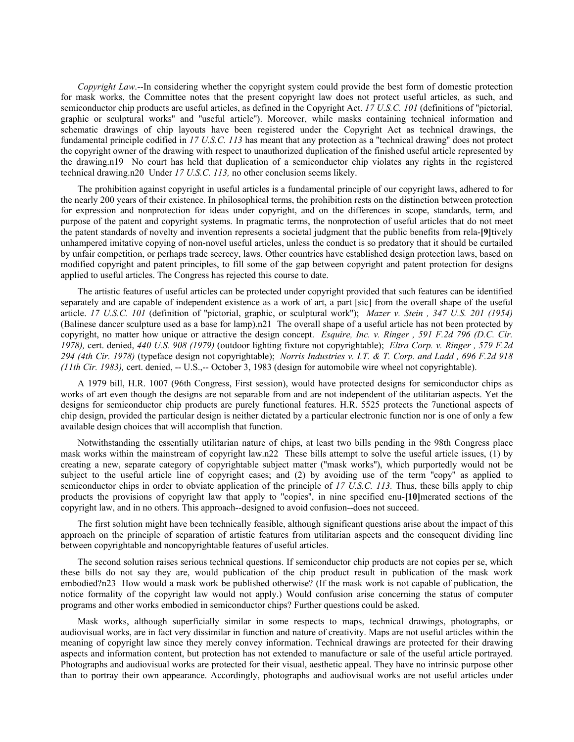*Copyright Law*.--In considering whether the copyright system could provide the best form of domestic protection for mask works, the Committee notes that the present copyright law does not protect useful articles, as such, and semiconductor chip products are useful articles, as defined in the Copyright Act. *17 U.S.C. 101* (definitions of "pictorial, graphic or sculptural works" and "useful article"). Moreover, while masks containing technical information and schematic drawings of chip layouts have been registered under the Copyright Act as technical drawings, the fundamental principle codified in *17 U.S.C. 113* has meant that any protection as a "technical drawing" does not protect the copyright owner of the drawing with respect to unauthorized duplication of the finished useful article represented by the drawing.n19 No court has held that duplication of a semiconductor chip violates any rights in the registered technical drawing.n20 Under *17 U.S.C. 113,* no other conclusion seems likely.

The prohibition against copyright in useful articles is a fundamental principle of our copyright laws, adhered to for the nearly 200 years of their existence. In philosophical terms, the prohibition rests on the distinction between protection for expression and nonprotection for ideas under copyright, and on the differences in scope, standards, term, and purpose of the patent and copyright systems. In pragmatic terms, the nonprotection of useful articles that do not meet the patent standards of novelty and invention represents a societal judgment that the public benefits from rela-**[9]**tively unhampered imitative copying of non-novel useful articles, unless the conduct is so predatory that it should be curtailed by unfair competition, or perhaps trade secrecy, laws. Other countries have established design protection laws, based on modified copyright and patent principles, to fill some of the gap between copyright and patent protection for designs applied to useful articles. The Congress has rejected this course to date.

The artistic features of useful articles can be protected under copyright provided that such features can be identified separately and are capable of independent existence as a work of art, a part [sic] from the overall shape of the useful article. *17 U.S.C. 101* (definition of "pictorial, graphic, or sculptural work"); *Mazer v. Stein , 347 U.S. 201 (1954)* (Balinese dancer sculpture used as a base for lamp).n21 The overall shape of a useful article has not been protected by copyright, no matter how unique or attractive the design concept. *Esquire, Inc. v. Ringer , 591 F.2d 796 (D.C. Cir. 1978),* cert. denied, *440 U.S. 908 (1979)* (outdoor lighting fixture not copyrightable); *Eltra Corp. v. Ringer , 579 F.2d 294 (4th Cir. 1978)* (typeface design not copyrightable); *Norris Industries v. I.T. & T. Corp. and Ladd , 696 F.2d 918 (11th Cir. 1983),* cert. denied, -- U.S.,-- October 3, 1983 (design for automobile wire wheel not copyrightable).

A 1979 bill, H.R. 1007 (96th Congress, First session), would have protected designs for semiconductor chips as works of art even though the designs are not separable from and are not independent of the utilitarian aspects. Yet the designs for semiconductor chip products are purely functional features. H.R. 5525 protects the 7unctional aspects of chip design, provided the particular design is neither dictated by a particular electronic function nor is one of only a few available design choices that will accomplish that function.

Notwithstanding the essentially utilitarian nature of chips, at least two bills pending in the 98th Congress place mask works within the mainstream of copyright law.n22 These bills attempt to solve the useful article issues, (1) by creating a new, separate category of copyrightable subject matter ("mask works"), which purportedly would not be subject to the useful article line of copyright cases; and (2) by avoiding use of the term "copy" as applied to semiconductor chips in order to obviate application of the principle of *17 U.S.C. 113.* Thus, these bills apply to chip products the provisions of copyright law that apply to "copies", in nine specified enu-**[10]**merated sections of the copyright law, and in no others. This approach--designed to avoid confusion--does not succeed.

The first solution might have been technically feasible, although significant questions arise about the impact of this approach on the principle of separation of artistic features from utilitarian aspects and the consequent dividing line between copyrightable and noncopyrightable features of useful articles.

The second solution raises serious technical questions. If semiconductor chip products are not copies per se, which these bills do not say they are, would publication of the chip product result in publication of the mask work embodied?n23 How would a mask work be published otherwise? (If the mask work is not capable of publication, the notice formality of the copyright law would not apply.) Would confusion arise concerning the status of computer programs and other works embodied in semiconductor chips? Further questions could be asked.

Mask works, although superficially similar in some respects to maps, technical drawings, photographs, or audiovisual works, are in fact very dissimilar in function and nature of creativity. Maps are not useful articles within the meaning of copyright law since they merely convey information. Technical drawings are protected for their drawing aspects and information content, but protection has not extended to manufacture or sale of the useful article portrayed. Photographs and audiovisual works are protected for their visual, aesthetic appeal. They have no intrinsic purpose other than to portray their own appearance. Accordingly, photographs and audiovisual works are not useful articles under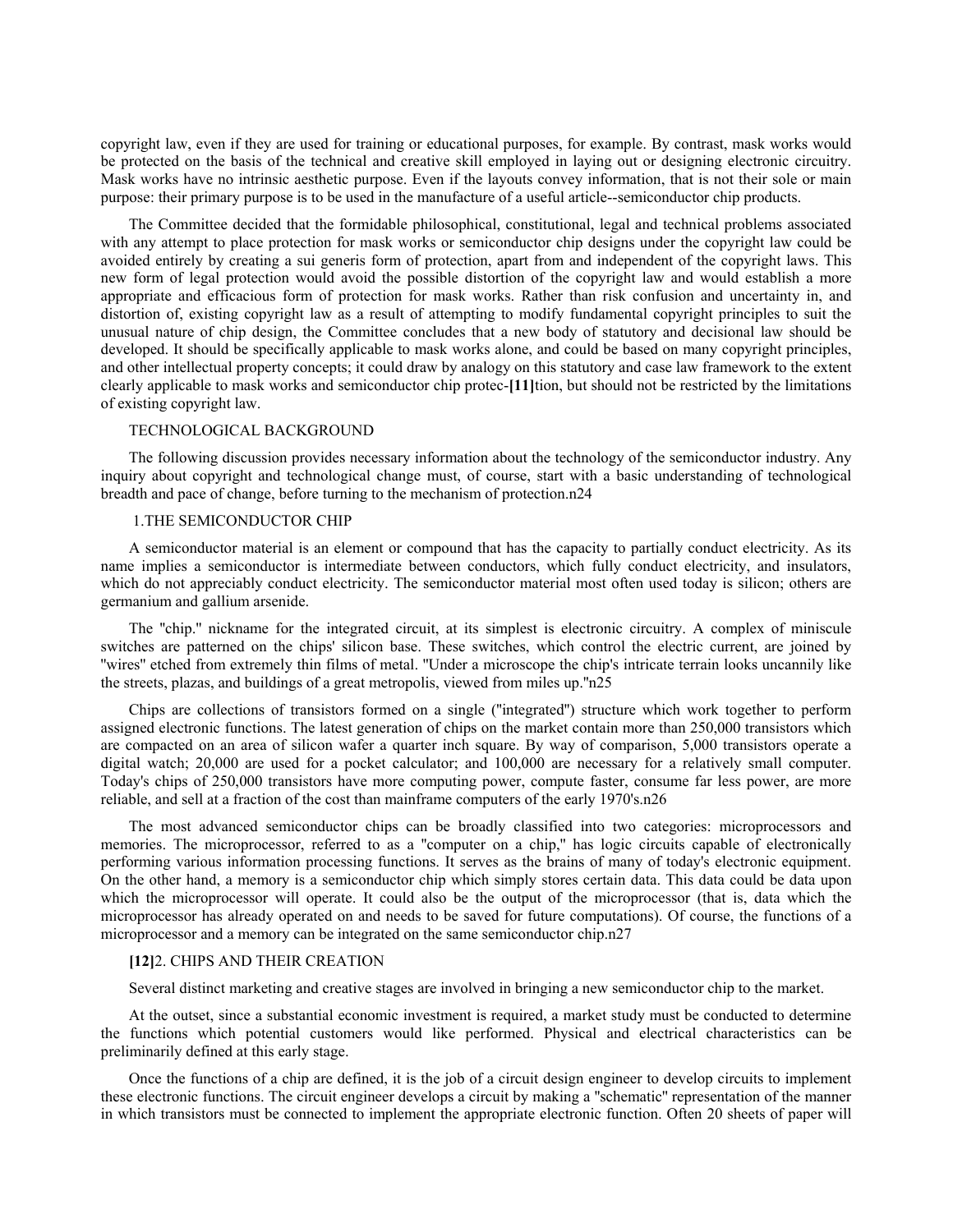copyright law, even if they are used for training or educational purposes, for example. By contrast, mask works would be protected on the basis of the technical and creative skill employed in laying out or designing electronic circuitry. Mask works have no intrinsic aesthetic purpose. Even if the layouts convey information, that is not their sole or main purpose: their primary purpose is to be used in the manufacture of a useful article--semiconductor chip products.

The Committee decided that the formidable philosophical, constitutional, legal and technical problems associated with any attempt to place protection for mask works or semiconductor chip designs under the copyright law could be avoided entirely by creating a sui generis form of protection, apart from and independent of the copyright laws. This new form of legal protection would avoid the possible distortion of the copyright law and would establish a more appropriate and efficacious form of protection for mask works. Rather than risk confusion and uncertainty in, and distortion of, existing copyright law as a result of attempting to modify fundamental copyright principles to suit the unusual nature of chip design, the Committee concludes that a new body of statutory and decisional law should be developed. It should be specifically applicable to mask works alone, and could be based on many copyright principles, and other intellectual property concepts; it could draw by analogy on this statutory and case law framework to the extent clearly applicable to mask works and semiconductor chip protec-**[11]**tion, but should not be restricted by the limitations of existing copyright law.

TECHNOLOGICAL BACKGROUND

The following discussion provides necessary information about the technology of the semiconductor industry. Any inquiry about copyright and technological change must, of course, start with a basic understanding of technological breadth and pace of change, before turning to the mechanism of protection.n24

1.THE SEMICONDUCTOR CHIP

A semiconductor material is an element or compound that has the capacity to partially conduct electricity. As its name implies a semiconductor is intermediate between conductors, which fully conduct electricity, and insulators, which do not appreciably conduct electricity. The semiconductor material most often used today is silicon; others are germanium and gallium arsenide.

The "chip." nickname for the integrated circuit, at its simplest is electronic circuitry. A complex of miniscule switches are patterned on the chips' silicon base. These switches, which control the electric current, are joined by "wires" etched from extremely thin films of metal. "Under a microscope the chip's intricate terrain looks uncannily like the streets, plazas, and buildings of a great metropolis, viewed from miles up."n25

Chips are collections of transistors formed on a single ("integrated") structure which work together to perform assigned electronic functions. The latest generation of chips on the market contain more than 250,000 transistors which are compacted on an area of silicon wafer a quarter inch square. By way of comparison, 5,000 transistors operate a digital watch; 20,000 are used for a pocket calculator; and 100,000 are necessary for a relatively small computer. Today's chips of 250,000 transistors have more computing power, compute faster, consume far less power, are more reliable, and sell at a fraction of the cost than mainframe computers of the early 1970's.n26

The most advanced semiconductor chips can be broadly classified into two categories: microprocessors and memories. The microprocessor, referred to as a "computer on a chip," has logic circuits capable of electronically performing various information processing functions. It serves as the brains of many of today's electronic equipment. On the other hand, a memory is a semiconductor chip which simply stores certain data. This data could be data upon which the microprocessor will operate. It could also be the output of the microprocessor (that is, data which the microprocessor has already operated on and needs to be saved for future computations). Of course, the functions of a microprocessor and a memory can be integrated on the same semiconductor chip.n27

**[12]**2. CHIPS AND THEIR CREATION

Several distinct marketing and creative stages are involved in bringing a new semiconductor chip to the market.

At the outset, since a substantial economic investment is required, a market study must be conducted to determine the functions which potential customers would like performed. Physical and electrical characteristics can be preliminarily defined at this early stage.

Once the functions of a chip are defined, it is the job of a circuit design engineer to develop circuits to implement these electronic functions. The circuit engineer develops a circuit by making a "schematic" representation of the manner in which transistors must be connected to implement the appropriate electronic function. Often 20 sheets of paper will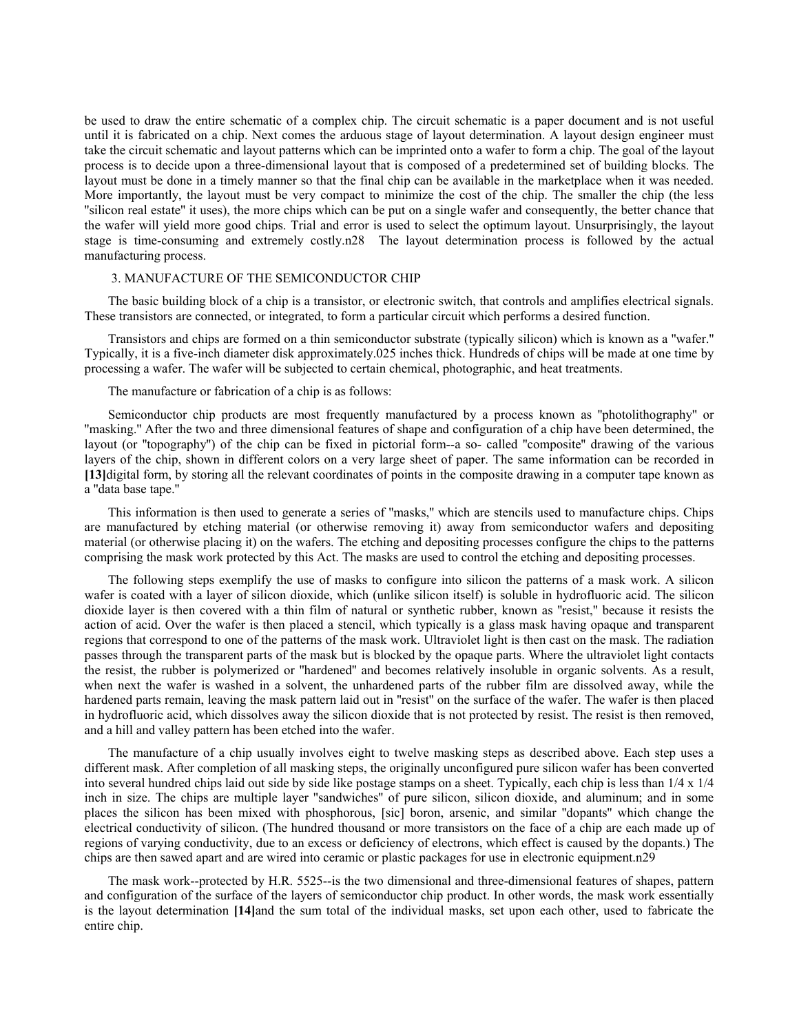be used to draw the entire schematic of a complex chip. The circuit schematic is a paper document and is not useful until it is fabricated on a chip. Next comes the arduous stage of layout determination. A layout design engineer must take the circuit schematic and layout patterns which can be imprinted onto a wafer to form a chip. The goal of the layout process is to decide upon a three-dimensional layout that is composed of a predetermined set of building blocks. The layout must be done in a timely manner so that the final chip can be available in the marketplace when it was needed. More importantly, the layout must be very compact to minimize the cost of the chip. The smaller the chip (the less "silicon real estate" it uses), the more chips which can be put on a single wafer and consequently, the better chance that the wafer will yield more good chips. Trial and error is used to select the optimum layout. Unsurprisingly, the layout stage is time-consuming and extremely costly.n28 The layout determination process is followed by the actual manufacturing process.

### 3. MANUFACTURE OF THE SEMICONDUCTOR CHIP

The basic building block of a chip is a transistor, or electronic switch, that controls and amplifies electrical signals. These transistors are connected, or integrated, to form a particular circuit which performs a desired function.

Transistors and chips are formed on a thin semiconductor substrate (typically silicon) which is known as a "wafer." Typically, it is a five-inch diameter disk approximately.025 inches thick. Hundreds of chips will be made at one time by processing a wafer. The wafer will be subjected to certain chemical, photographic, and heat treatments.

The manufacture or fabrication of a chip is as follows:

Semiconductor chip products are most frequently manufactured by a process known as "photolithography" or "masking." After the two and three dimensional features of shape and configuration of a chip have been determined, the layout (or "topography") of the chip can be fixed in pictorial form--a so- called "composite" drawing of the various layers of the chip, shown in different colors on a very large sheet of paper. The same information can be recorded in **[13]**digital form, by storing all the relevant coordinates of points in the composite drawing in a computer tape known as a "data base tape."

This information is then used to generate a series of "masks," which are stencils used to manufacture chips. Chips are manufactured by etching material (or otherwise removing it) away from semiconductor wafers and depositing material (or otherwise placing it) on the wafers. The etching and depositing processes configure the chips to the patterns comprising the mask work protected by this Act. The masks are used to control the etching and depositing processes.

The following steps exemplify the use of masks to configure into silicon the patterns of a mask work. A silicon wafer is coated with a layer of silicon dioxide, which (unlike silicon itself) is soluble in hydrofluoric acid. The silicon dioxide layer is then covered with a thin film of natural or synthetic rubber, known as "resist," because it resists the action of acid. Over the wafer is then placed a stencil, which typically is a glass mask having opaque and transparent regions that correspond to one of the patterns of the mask work. Ultraviolet light is then cast on the mask. The radiation passes through the transparent parts of the mask but is blocked by the opaque parts. Where the ultraviolet light contacts the resist, the rubber is polymerized or "hardened" and becomes relatively insoluble in organic solvents. As a result, when next the wafer is washed in a solvent, the unhardened parts of the rubber film are dissolved away, while the hardened parts remain, leaving the mask pattern laid out in "resist" on the surface of the wafer. The wafer is then placed in hydrofluoric acid, which dissolves away the silicon dioxide that is not protected by resist. The resist is then removed, and a hill and valley pattern has been etched into the wafer.

The manufacture of a chip usually involves eight to twelve masking steps as described above. Each step uses a different mask. After completion of all masking steps, the originally unconfigured pure silicon wafer has been converted into several hundred chips laid out side by side like postage stamps on a sheet. Typically, each chip is less than 1/4 x 1/4 inch in size. The chips are multiple layer "sandwiches" of pure silicon, silicon dioxide, and aluminum; and in some places the silicon has been mixed with phosphorous, [sic] boron, arsenic, and similar "dopants" which change the electrical conductivity of silicon. (The hundred thousand or more transistors on the face of a chip are each made up of regions of varying conductivity, due to an excess or deficiency of electrons, which effect is caused by the dopants.) The chips are then sawed apart and are wired into ceramic or plastic packages for use in electronic equipment.n29

The mask work--protected by H.R. 5525--is the two dimensional and three-dimensional features of shapes, pattern and configuration of the surface of the layers of semiconductor chip product. In other words, the mask work essentially is the layout determination **[14]**and the sum total of the individual masks, set upon each other, used to fabricate the entire chip.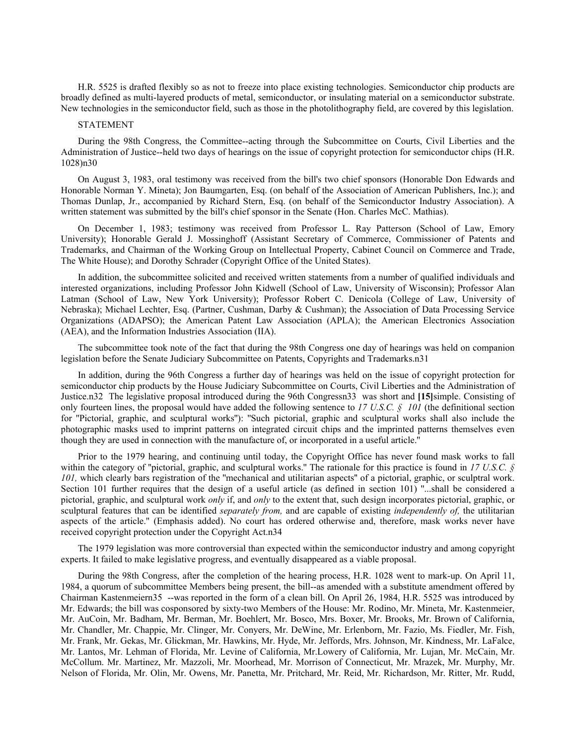H.R. 5525 is drafted flexibly so as not to freeze into place existing technologies. Semiconductor chip products are broadly defined as multi-layered products of metal, semiconductor, or insulating material on a semiconductor substrate. New technologies in the semiconductor field, such as those in the photolithography field, are covered by this legislation.

STATEMENT

During the 98th Congress, the Committee--acting through the Subcommittee on Courts, Civil Liberties and the Administration of Justice--held two days of hearings on the issue of copyright protection for semiconductor chips (H.R. 1028)n30

On August 3, 1983, oral testimony was received from the bill's two chief sponsors (Honorable Don Edwards and Honorable Norman Y. Mineta); Jon Baumgarten, Esq. (on behalf of the Association of American Publishers, Inc.); and Thomas Dunlap, Jr., accompanied by Richard Stern, Esq. (on behalf of the Semiconductor Industry Association). A written statement was submitted by the bill's chief sponsor in the Senate (Hon. Charles McC. Mathias).

On December 1, 1983; testimony was received from Professor L. Ray Patterson (School of Law, Emory University); Honorable Gerald J. Mossinghoff (Assistant Secretary of Commerce, Commissioner of Patents and Trademarks, and Chairman of the Working Group on Intellectual Property, Cabinet Council on Commerce and Trade, The White House); and Dorothy Schrader (Copyright Office of the United States).

In addition, the subcommittee solicited and received written statements from a number of qualified individuals and interested organizations, including Professor John Kidwell (School of Law, University of Wisconsin); Professor Alan Latman (School of Law, New York University); Professor Robert C. Denicola (College of Law, University of Nebraska); Michael Lechter, Esq. (Partner, Cushman, Darby & Cushman); the Association of Data Processing Service Organizations (ADAPSO); the American Patent Law Association (APLA); the American Electronics Association (AEA), and the Information Industries Association (IIA).

The subcommittee took note of the fact that during the 98th Congress one day of hearings was held on companion legislation before the Senate Judiciary Subcommittee on Patents, Copyrights and Trademarks.n31

In addition, during the 96th Congress a further day of hearings was held on the issue of copyright protection for semiconductor chip products by the House Judiciary Subcommittee on Courts, Civil Liberties and the Administration of Justice.n32 The legislative proposal introduced during the 96th Congressn33 was short and **[15]**simple. Consisting of only fourteen lines, the proposal would have added the following sentence to *17 U.S.C. § 101* (the definitional section for "Pictorial, graphic, and sculptural works"): "Such pictorial, graphic and sculptural works shall also include the photographic masks used to imprint patterns on integrated circuit chips and the imprinted patterns themselves even though they are used in connection with the manufacture of, or incorporated in a useful article."

Prior to the 1979 hearing, and continuing until today, the Copyright Office has never found mask works to fall within the category of "pictorial, graphic, and sculptural works." The rationale for this practice is found in *17 U.S.C. § 101,* which clearly bars registration of the "mechanical and utilitarian aspects" of a pictorial, graphic, or sculptral work. Section 101 further requires that the design of a useful article (as defined in section 101) "...shall be considered a pictorial, graphic, and sculptural work *only* if, and *only* to the extent that, such design incorporates pictorial, graphic, or sculptural features that can be identified *separately from,* and are capable of existing *independently of,* the utilitarian aspects of the article." (Emphasis added). No court has ordered otherwise and, therefore, mask works never have received copyright protection under the Copyright Act.n34

The 1979 legislation was more controversial than expected within the semiconductor industry and among copyright experts. It failed to make legislative progress, and eventually disappeared as a viable proposal.

During the 98th Congress, after the completion of the hearing process, H.R. 1028 went to mark-up. On April 11, 1984, a quorum of subcommittee Members being present, the bill--as amended with a substitute amendment offered by Chairman Kastenmeiern35 --was reported in the form of a clean bill. On April 26, 1984, H.R. 5525 was introduced by Mr. Edwards; the bill was cosponsored by sixty-two Members of the House: Mr. Rodino, Mr. Mineta, Mr. Kastenmeier, Mr. AuCoin, Mr. Badham, Mr. Berman, Mr. Boehlert, Mr. Bosco, Mrs. Boxer, Mr. Brooks, Mr. Brown of California, Mr. Chandler, Mr. Chappie, Mr. Clinger, Mr. Conyers, Mr. DeWine, Mr. Erlenborn, Mr. Fazio, Ms. Fiedler, Mr. Fish, Mr. Frank, Mr. Gekas, Mr. Glickman, Mr. Hawkins, Mr. Hyde, Mr. Jeffords, Mrs. Johnson, Mr. Kindness, Mr. LaFalce, Mr. Lantos, Mr. Lehman of Florida, Mr. Levine of California, Mr.Lowery of California, Mr. Lujan, Mr. McCain, Mr. McCollum. Mr. Martinez, Mr. Mazzoli, Mr. Moorhead, Mr. Morrison of Connecticut, Mr. Mrazek, Mr. Murphy, Mr. Nelson of Florida, Mr. Olin, Mr. Owens, Mr. Panetta, Mr. Pritchard, Mr. Reid, Mr. Richardson, Mr. Ritter, Mr. Rudd,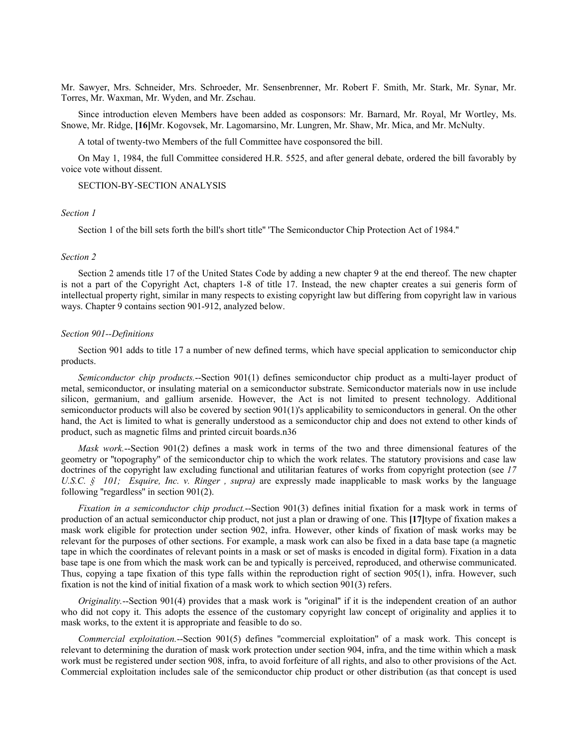Mr. Sawyer, Mrs. Schneider, Mrs. Schroeder, Mr. Sensenbrenner, Mr. Robert F. Smith, Mr. Stark, Mr. Synar, Mr. Torres, Mr. Waxman, Mr. Wyden, and Mr. Zschau.

Since introduction eleven Members have been added as cosponsors: Mr. Barnard, Mr. Royal, Mr Wortley, Ms. Snowe, Mr. Ridge, **[16]**Mr. Kogovsek, Mr. Lagomarsino, Mr. Lungren, Mr. Shaw, Mr. Mica, and Mr. McNulty.

A total of twenty-two Members of the full Committee have cosponsored the bill.

On May 1, 1984, the full Committee considered H.R. 5525, and after general debate, ordered the bill favorably by voice vote without dissent.

SECTION-BY-SECTION ANALYSIS

*Section 1*

Section 1 of the bill sets forth the bill's short title" 'The Semiconductor Chip Protection Act of 1984."

*Section 2*

Section 2 amends title 17 of the United States Code by adding a new chapter 9 at the end thereof. The new chapter is not a part of the Copyright Act, chapters 1-8 of title 17. Instead, the new chapter creates a sui generis form of intellectual property right, similar in many respects to existing copyright law but differing from copyright law in various ways. Chapter 9 contains section 901-912, analyzed below.

*Section 901--Definitions*

Section 901 adds to title 17 a number of new defined terms, which have special application to semiconductor chip products.

*Semiconductor chip products.*--Section 901(1) defines semiconductor chip product as a multi-layer product of metal, semiconductor, or insulating material on a semiconductor substrate. Semiconductor materials now in use include silicon, germanium, and gallium arsenide. However, the Act is not limited to present technology. Additional semiconductor products will also be covered by section 901(1)'s applicability to semiconductors in general. On the other hand, the Act is limited to what is generally understood as a semiconductor chip and does not extend to other kinds of product, such as magnetic films and printed circuit boards.n36

*Mask work.*--Section 901(2) defines a mask work in terms of the two and three dimensional features of the geometry or "topography" of the semiconductor chip to which the work relates. The statutory provisions and case law doctrines of the copyright law excluding functional and utilitarian features of works from copyright protection (see *17 U.S.C. § 101; Esquire, Inc. v. Ringer , supra)* are expressly made inapplicable to mask works by the language following "regardless" in section 901(2).

*Fixation in a semiconductor chip product.*--Section 901(3) defines initial fixation for a mask work in terms of production of an actual semiconductor chip product, not just a plan or drawing of one. This **[17]**type of fixation makes a mask work eligible for protection under section 902, infra. However, other kinds of fixation of mask works may be relevant for the purposes of other sections. For example, a mask work can also be fixed in a data base tape (a magnetic tape in which the coordinates of relevant points in a mask or set of masks is encoded in digital form). Fixation in a data base tape is one from which the mask work can be and typically is perceived, reproduced, and otherwise communicated. Thus, copying a tape fixation of this type falls within the reproduction right of section 905(1), infra. However, such fixation is not the kind of initial fixation of a mask work to which section 901(3) refers.

*Originality.*--Section 901(4) provides that a mask work is "original" if it is the independent creation of an author who did not copy it. This adopts the essence of the customary copyright law concept of originality and applies it to mask works, to the extent it is appropriate and feasible to do so.

*Commercial exploitation.*--Section 901(5) defines "commercial exploitation" of a mask work. This concept is relevant to determining the duration of mask work protection under section 904, infra, and the time within which a mask work must be registered under section 908, infra, to avoid forfeiture of all rights, and also to other provisions of the Act. Commercial exploitation includes sale of the semiconductor chip product or other distribution (as that concept is used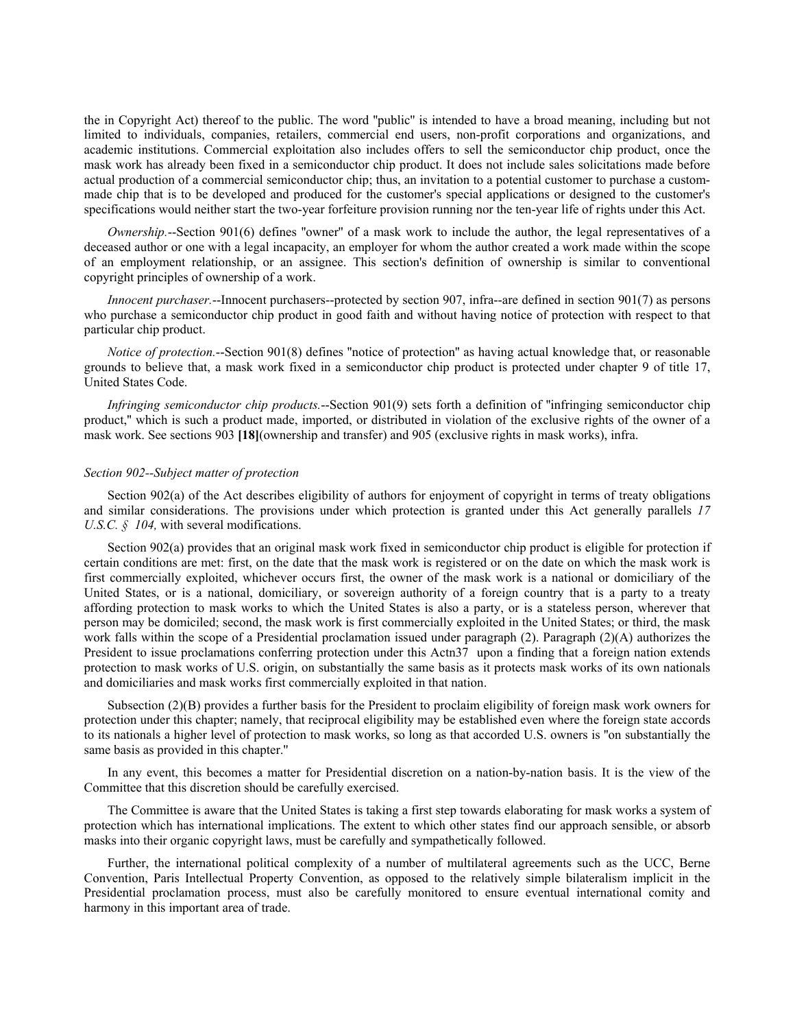the in Copyright Act) thereof to the public. The word "public" is intended to have a broad meaning, including but not limited to individuals, companies, retailers, commercial end users, non-profit corporations and organizations, and academic institutions. Commercial exploitation also includes offers to sell the semiconductor chip product, once the mask work has already been fixed in a semiconductor chip product. It does not include sales solicitations made before actual production of a commercial semiconductor chip; thus, an invitation to a potential customer to purchase a custom-made chip that is to be developed and produced for the customer's special applications or designed to the customer's specifications would neither start the two-year forfeiture provision running nor the ten-year life of rights under this Act.

*Ownership.*--Section 901(6) defines "owner" of a mask work to include the author, the legal representatives of a deceased author or one with a legal incapacity, an employer for whom the author created a work made within the scope of an employment relationship, or an assignee. This section's definition of ownership is similar to conventional copyright principles of ownership of a work.

*Innocent purchaser.*--Innocent purchasers--protected by section 907, infra--are defined in section 901(7) as persons who purchase a semiconductor chip product in good faith and without having notice of protection with respect to that particular chip product.

*Notice of protection.*--Section 901(8) defines "notice of protection" as having actual knowledge that, or reasonable grounds to believe that, a mask work fixed in a semiconductor chip product is protected under chapter 9 of title 17, United States Code.

*Infringing semiconductor chip products.*--Section 901(9) sets forth a definition of "infringing semiconductor chip product," which is such a product made, imported, or distributed in violation of the exclusive rights of the owner of a mask work. See sections 903 **[18]**(ownership and transfer) and 905 (exclusive rights in mask works), infra.

*Section 902--Subject matter of protection*

Section 902(a) of the Act describes eligibility of authors for enjoyment of copyright in terms of treaty obligations and similar considerations. The provisions under which protection is granted under this Act generally parallels *17 U.S.C. § 104,* with several modifications.

Section 902(a) provides that an original mask work fixed in semiconductor chip product is eligible for protection if certain conditions are met: first, on the date that the mask work is registered or on the date on which the mask work is first commercially exploited, whichever occurs first, the owner of the mask work is a national or domiciliary of the United States, or is a national, domiciliary, or sovereign authority of a foreign country that is a party to a treaty affording protection to mask works to which the United States is also a party, or is a stateless person, wherever that person may be domiciled; second, the mask work is first commercially exploited in the United States; or third, the mask work falls within the scope of a Presidential proclamation issued under paragraph (2). Paragraph (2)(A) authorizes the President to issue proclamations conferring protection under this Actn37 upon a finding that a foreign nation extends protection to mask works of U.S. origin, on substantially the same basis as it protects mask works of its own nationals and domiciliaries and mask works first commercially exploited in that nation.

Subsection (2)(B) provides a further basis for the President to proclaim eligibility of foreign mask work owners for protection under this chapter; namely, that reciprocal eligibility may be established even where the foreign state accords to its nationals a higher level of protection to mask works, so long as that accorded U.S. owners is "on substantially the same basis as provided in this chapter."

In any event, this becomes a matter for Presidential discretion on a nation-by-nation basis. It is the view of the Committee that this discretion should be carefully exercised.

The Committee is aware that the United States is taking a first step towards elaborating for mask works a system of protection which has international implications. The extent to which other states find our approach sensible, or absorb masks into their organic copyright laws, must be carefully and sympathetically followed.

Further, the international political complexity of a number of multilateral agreements such as the UCC, Berne Convention, Paris Intellectual Property Convention, as opposed to the relatively simple bilateralism implicit in the Presidential proclamation process, must also be carefully monitored to ensure eventual international comity and harmony in this important area of trade.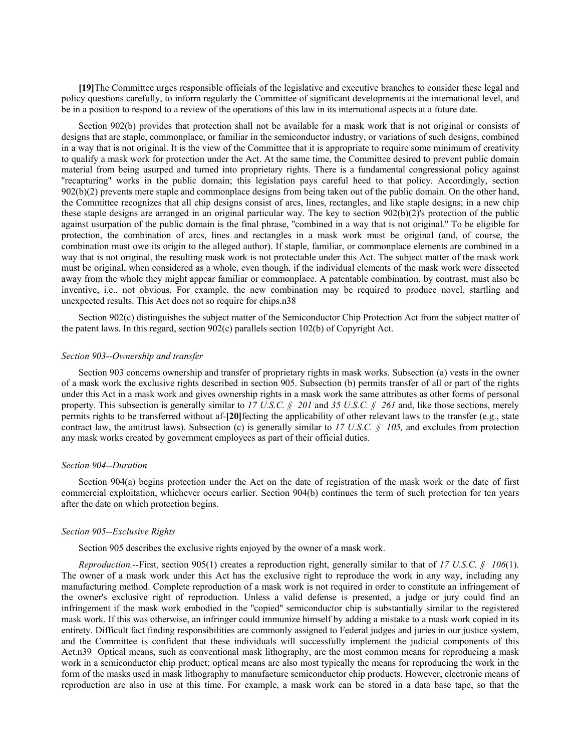**[19]**The Committee urges responsible officials of the legislative and executive branches to consider these legal and policy questions carefully, to inform regularly the Committee of significant developments at the international level, and be in a position to respond to a review of the operations of this law in its international aspects at a future date.

Section 902(b) provides that protection shall not be available for a mask work that is not original or consists of designs that are staple, commonplace, or familiar in the semiconductor industry, or variations of such designs, combined in a way that is not original. It is the view of the Committee that it is appropriate to require some minimum of creativity to qualify a mask work for protection under the Act. At the same time, the Committee desired to prevent public domain material from being usurped and turned into proprietary rights. There is a fundamental congressional policy against "recapturing" works in the public domain; this legislation pays careful heed to that policy. Accordingly, section 902(b)(2) prevents mere staple and commonplace designs from being taken out of the public domain. On the other hand, the Committee recognizes that all chip designs consist of arcs, lines, rectangles, and like staple designs; in a new chip these staple designs are arranged in an original particular way. The key to section 902(b)(2)'s protection of the public against usurpation of the public domain is the final phrase, "combined in a way that is not original." To be eligible for protection, the combination of arcs, lines and rectangles in a mask work must be original (and, of course, the combination must owe its origin to the alleged author). If staple, familiar, or commonplace elements are combined in a way that is not original, the resulting mask work is not protectable under this Act. The subject matter of the mask work must be original, when considered as a whole, even though, if the individual elements of the mask work were dissected away from the whole they might appear familiar or commonplace. A patentable combination, by contrast, must also be inventive, i.e., not obvious. For example, the new combination may be required to produce novel, startling and unexpected results. This Act does not so require for chips.n38

Section 902(c) distinguishes the subject matter of the Semiconductor Chip Protection Act from the subject matter of the patent laws. In this regard, section 902(c) parallels section 102(b) of Copyright Act.

*Section 903--Ownership and transfer*

Section 903 concerns ownership and transfer of proprietary rights in mask works. Subsection (a) vests in the owner of a mask work the exclusive rights described in section 905. Subsection (b) permits transfer of all or part of the rights under this Act in a mask work and gives ownership rights in a mask work the same attributes as other forms of personal property. This subsection is generally similar to *17 U.S.C. § 201* and *35 U.S.C. § 261* and, like those sections, merely permits rights to be transferred without af-**[20]**fecting the applicability of other relevant laws to the transfer (e.g., state contract law, the antitrust laws). Subsection (c) is generally similar to *17 U.S.C. § 105,* and excludes from protection any mask works created by government employees as part of their official duties.

*Section 904--Duration*

Section 904(a) begins protection under the Act on the date of registration of the mask work or the date of first commercial exploitation, whichever occurs earlier. Section 904(b) continues the term of such protection for ten years after the date on which protection begins.

*Section 905--Exclusive Rights*

Section 905 describes the exclusive rights enjoyed by the owner of a mask work.

*Reproduction.*--First, section 905(1) creates a reproduction right, generally similar to that of *17 U.S.C. § 106*(1). The owner of a mask work under this Act has the exclusive right to reproduce the work in any way, including any manufacturing method. Complete reproduction of a mask work is not required in order to constitute an infringement of the owner's exclusive right of reproduction. Unless a valid defense is presented, a judge or jury could find an infringement if the mask work embodied in the "copied" semiconductor chip is substantially similar to the registered mask work. If this was otherwise, an infringer could immunize himself by adding a mistake to a mask work copied in its entirety. Difficult fact finding responsibilities are commonly assigned to Federal judges and juries in our justice system, and the Committee is confident that these individuals will successfully implement the judicial components of this Act.n39 Optical means, such as conventional mask lithography, are the most common means for reproducing a mask work in a semiconductor chip product; optical means are also most typically the means for reproducing the work in the form of the masks used in mask lithography to manufacture semiconductor chip products. However, electronic means of reproduction are also in use at this time. For example, a mask work can be stored in a data base tape, so that the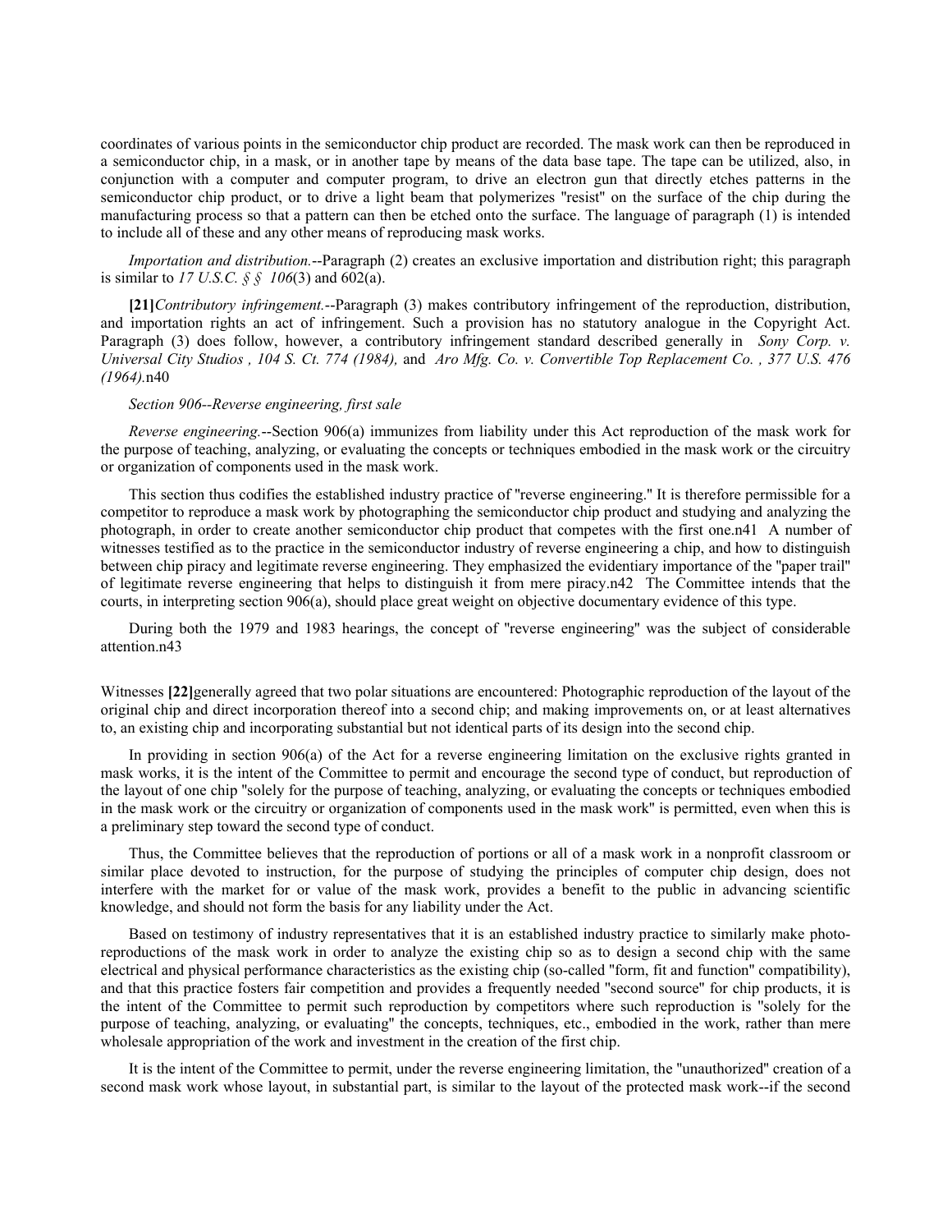coordinates of various points in the semiconductor chip product are recorded. The mask work can then be reproduced in a semiconductor chip, in a mask, or in another tape by means of the data base tape. The tape can be utilized, also, in conjunction with a computer and computer program, to drive an electron gun that directly etches patterns in the semiconductor chip product, or to drive a light beam that polymerizes "resist" on the surface of the chip during the manufacturing process so that a pattern can then be etched onto the surface. The language of paragraph (1) is intended to include all of these and any other means of reproducing mask works.

*Importation and distribution.*--Paragraph (2) creates an exclusive importation and distribution right; this paragraph is similar to *17 U.S.C. § § 106*(3) and 602(a).

**[21]***Contributory infringement.*--Paragraph (3) makes contributory infringement of the reproduction, distribution, and importation rights an act of infringement. Such a provision has no statutory analogue in the Copyright Act. Paragraph (3) does follow, however, a contributory infringement standard described generally in *Sony Corp. v. Universal City Studios , 104 S. Ct. 774 (1984),* and *Aro Mfg. Co. v. Convertible Top Replacement Co. , 377 U.S. 476 (1964).*n40

*Section 906--Reverse engineering, first sale*

*Reverse engineering.*--Section 906(a) immunizes from liability under this Act reproduction of the mask work for the purpose of teaching, analyzing, or evaluating the concepts or techniques embodied in the mask work or the circuitry or organization of components used in the mask work.

This section thus codifies the established industry practice of "reverse engineering." It is therefore permissible for a competitor to reproduce a mask work by photographing the semiconductor chip product and studying and analyzing the photograph, in order to create another semiconductor chip product that competes with the first one.n41 A number of witnesses testified as to the practice in the semiconductor industry of reverse engineering a chip, and how to distinguish between chip piracy and legitimate reverse engineering. They emphasized the evidentiary importance of the "paper trail" of legitimate reverse engineering that helps to distinguish it from mere piracy.n42 The Committee intends that the courts, in interpreting section 906(a), should place great weight on objective documentary evidence of this type.

During both the 1979 and 1983 hearings, the concept of "reverse engineering" was the subject of considerable attention.n43

Witnesses **[22]**generally agreed that two polar situations are encountered: Photographic reproduction of the layout of the original chip and direct incorporation thereof into a second chip; and making improvements on, or at least alternatives to, an existing chip and incorporating substantial but not identical parts of its design into the second chip.

In providing in section 906(a) of the Act for a reverse engineering limitation on the exclusive rights granted in mask works, it is the intent of the Committee to permit and encourage the second type of conduct, but reproduction of the layout of one chip "solely for the purpose of teaching, analyzing, or evaluating the concepts or techniques embodied in the mask work or the circuitry or organization of components used in the mask work" is permitted, even when this is a preliminary step toward the second type of conduct.

Thus, the Committee believes that the reproduction of portions or all of a mask work in a nonprofit classroom or similar place devoted to instruction, for the purpose of studying the principles of computer chip design, does not interfere with the market for or value of the mask work, provides a benefit to the public in advancing scientific knowledge, and should not form the basis for any liability under the Act.

Based on testimony of industry representatives that it is an established industry practice to similarly make photo-reproductions of the mask work in order to analyze the existing chip so as to design a second chip with the same electrical and physical performance characteristics as the existing chip (so-called "form, fit and function" compatibility), and that this practice fosters fair competition and provides a frequently needed "second source" for chip products, it is the intent of the Committee to permit such reproduction by competitors where such reproduction is "solely for the purpose of teaching, analyzing, or evaluating" the concepts, techniques, etc., embodied in the work, rather than mere wholesale appropriation of the work and investment in the creation of the first chip.

It is the intent of the Committee to permit, under the reverse engineering limitation, the "unauthorized" creation of a second mask work whose layout, in substantial part, is similar to the layout of the protected mask work--if the second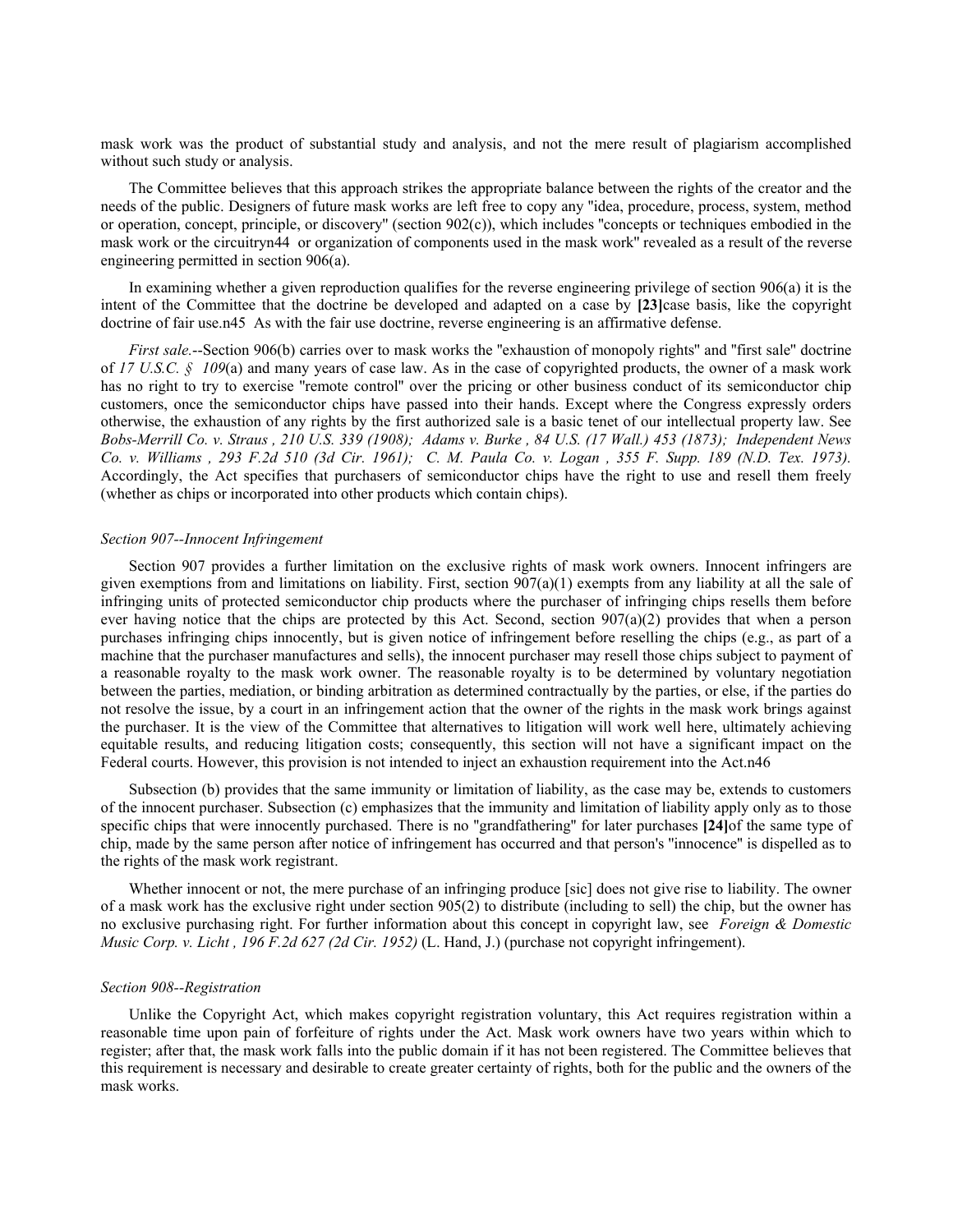mask work was the product of substantial study and analysis, and not the mere result of plagiarism accomplished without such study or analysis.

The Committee believes that this approach strikes the appropriate balance between the rights of the creator and the needs of the public. Designers of future mask works are left free to copy any "idea, procedure, process, system, method or operation, concept, principle, or discovery" (section 902(c)), which includes "concepts or techniques embodied in the mask work or the circuitryn44 or organization of components used in the mask work" revealed as a result of the reverse engineering permitted in section 906(a).

In examining whether a given reproduction qualifies for the reverse engineering privilege of section 906(a) it is the intent of the Committee that the doctrine be developed and adapted on a case by **[23]**case basis, like the copyright doctrine of fair use.n45 As with the fair use doctrine, reverse engineering is an affirmative defense.

*First sale.*--Section 906(b) carries over to mask works the "exhaustion of monopoly rights" and "first sale" doctrine of *17 U.S.C. § 109*(a) and many years of case law. As in the case of copyrighted products, the owner of a mask work has no right to try to exercise "remote control" over the pricing or other business conduct of its semiconductor chip customers, once the semiconductor chips have passed into their hands. Except where the Congress expressly orders otherwise, the exhaustion of any rights by the first authorized sale is a basic tenet of our intellectual property law. See *Bobs-Merrill Co. v. Straus , 210 U.S. 339 (1908); Adams v. Burke , 84 U.S. (17 Wall.) 453 (1873); Independent News Co. v. Williams , 293 F.2d 510 (3d Cir. 1961); C. M. Paula Co. v. Logan , 355 F. Supp. 189 (N.D. Tex. 1973).* Accordingly, the Act specifies that purchasers of semiconductor chips have the right to use and resell them freely (whether as chips or incorporated into other products which contain chips).

*Section 907--Innocent Infringement*

Section 907 provides a further limitation on the exclusive rights of mask work owners. Innocent infringers are given exemptions from and limitations on liability. First, section 907(a)(1) exempts from any liability at all the sale of infringing units of protected semiconductor chip products where the purchaser of infringing chips resells them before ever having notice that the chips are protected by this Act. Second, section 907(a)(2) provides that when a person purchases infringing chips innocently, but is given notice of infringement before reselling the chips (e.g., as part of a machine that the purchaser manufactures and sells), the innocent purchaser may resell those chips subject to payment of a reasonable royalty to the mask work owner. The reasonable royalty is to be determined by voluntary negotiation between the parties, mediation, or binding arbitration as determined contractually by the parties, or else, if the parties do not resolve the issue, by a court in an infringement action that the owner of the rights in the mask work brings against the purchaser. It is the view of the Committee that alternatives to litigation will work well here, ultimately achieving equitable results, and reducing litigation costs; consequently, this section will not have a significant impact on the Federal courts. However, this provision is not intended to inject an exhaustion requirement into the Act.n46

Subsection (b) provides that the same immunity or limitation of liability, as the case may be, extends to customers of the innocent purchaser. Subsection (c) emphasizes that the immunity and limitation of liability apply only as to those specific chips that were innocently purchased. There is no "grandfathering" for later purchases **[24]**of the same type of chip, made by the same person after notice of infringement has occurred and that person's "innocence" is dispelled as to the rights of the mask work registrant.

Whether innocent or not, the mere purchase of an infringing produce [sic] does not give rise to liability. The owner of a mask work has the exclusive right under section 905(2) to distribute (including to sell) the chip, but the owner has no exclusive purchasing right. For further information about this concept in copyright law, see *Foreign & Domestic Music Corp. v. Licht , 196 F.2d 627 (2d Cir. 1952)* (L. Hand, J.) (purchase not copyright infringement).

*Section 908--Registration*

Unlike the Copyright Act, which makes copyright registration voluntary, this Act requires registration within a reasonable time upon pain of forfeiture of rights under the Act. Mask work owners have two years within which to register; after that, the mask work falls into the public domain if it has not been registered. The Committee believes that this requirement is necessary and desirable to create greater certainty of rights, both for the public and the owners of the mask works.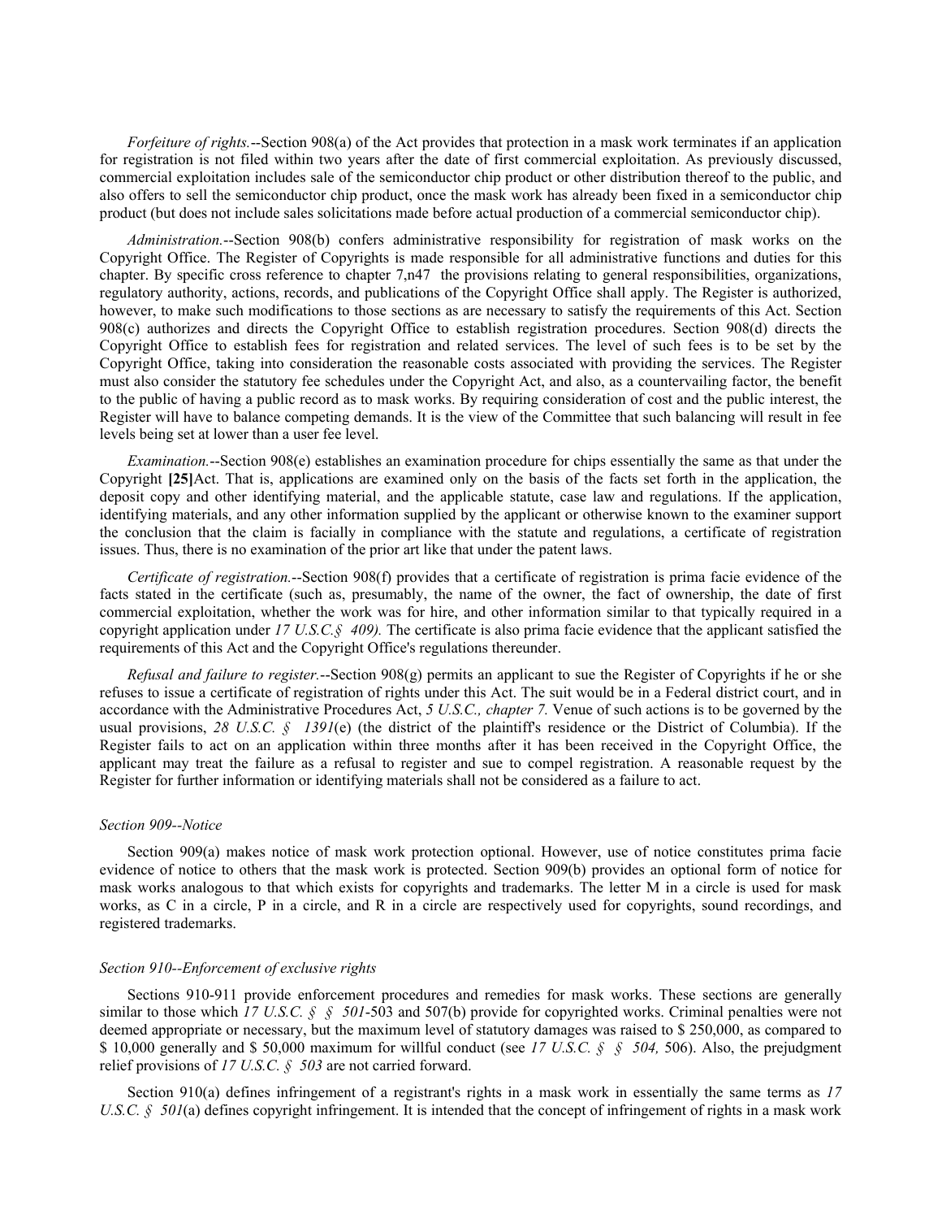*Forfeiture of rights.*--Section 908(a) of the Act provides that protection in a mask work terminates if an application for registration is not filed within two years after the date of first commercial exploitation. As previously discussed, commercial exploitation includes sale of the semiconductor chip product or other distribution thereof to the public, and also offers to sell the semiconductor chip product, once the mask work has already been fixed in a semiconductor chip product (but does not include sales solicitations made before actual production of a commercial semiconductor chip).

*Administration.*--Section 908(b) confers administrative responsibility for registration of mask works on the Copyright Office. The Register of Copyrights is made responsible for all administrative functions and duties for this chapter. By specific cross reference to chapter 7,n47 the provisions relating to general responsibilities, organizations, regulatory authority, actions, records, and publications of the Copyright Office shall apply. The Register is authorized, however, to make such modifications to those sections as are necessary to satisfy the requirements of this Act. Section 908(c) authorizes and directs the Copyright Office to establish registration procedures. Section 908(d) directs the Copyright Office to establish fees for registration and related services. The level of such fees is to be set by the Copyright Office, taking into consideration the reasonable costs associated with providing the services. The Register must also consider the statutory fee schedules under the Copyright Act, and also, as a countervailing factor, the benefit to the public of having a public record as to mask works. By requiring consideration of cost and the public interest, the Register will have to balance competing demands. It is the view of the Committee that such balancing will result in fee levels being set at lower than a user fee level.

*Examination.*--Section 908(e) establishes an examination procedure for chips essentially the same as that under the Copyright **[25]**Act. That is, applications are examined only on the basis of the facts set forth in the application, the deposit copy and other identifying material, and the applicable statute, case law and regulations. If the application, identifying materials, and any other information supplied by the applicant or otherwise known to the examiner support the conclusion that the claim is facially in compliance with the statute and regulations, a certificate of registration issues. Thus, there is no examination of the prior art like that under the patent laws.

*Certificate of registration.*--Section 908(f) provides that a certificate of registration is prima facie evidence of the facts stated in the certificate (such as, presumably, the name of the owner, the fact of ownership, the date of first commercial exploitation, whether the work was for hire, and other information similar to that typically required in a copyright application under *17 U.S.C.§ 409).* The certificate is also prima facie evidence that the applicant satisfied the requirements of this Act and the Copyright Office's regulations thereunder.

*Refusal and failure to register.*--Section 908(g) permits an applicant to sue the Register of Copyrights if he or she refuses to issue a certificate of registration of rights under this Act. The suit would be in a Federal district court, and in accordance with the Administrative Procedures Act, *5 U.S.C., chapter 7.* Venue of such actions is to be governed by the usual provisions, *28 U.S.C. § 1391*(e) (the district of the plaintiff's residence or the District of Columbia). If the Register fails to act on an application within three months after it has been received in the Copyright Office, the applicant may treat the failure as a refusal to register and sue to compel registration. A reasonable request by the Register for further information or identifying materials shall not be considered as a failure to act.

*Section 909--Notice*

Section 909(a) makes notice of mask work protection optional. However, use of notice constitutes prima facie evidence of notice to others that the mask work is protected. Section 909(b) provides an optional form of notice for mask works analogous to that which exists for copyrights and trademarks. The letter M in a circle is used for mask works, as C in a circle, P in a circle, and R in a circle are respectively used for copyrights, sound recordings, and registered trademarks.

*Section 910--Enforcement of exclusive rights*

Sections 910-911 provide enforcement procedures and remedies for mask works. These sections are generally similar to those which *17 U.S.C. § § 501*-503 and 507(b) provide for copyrighted works. Criminal penalties were not deemed appropriate or necessary, but the maximum level of statutory damages was raised to $ 250,000, as compared to $ 10,000 generally and $ 50,000 maximum for willful conduct (see *17 U.S.C. § § 504,* 506). Also, the prejudgment relief provisions of *17 U.S.C. § 503* are not carried forward.

Section 910(a) defines infringement of a registrant's rights in a mask work in essentially the same terms as *17 U.S.C. § 501*(a) defines copyright infringement. It is intended that the concept of infringement of rights in a mask work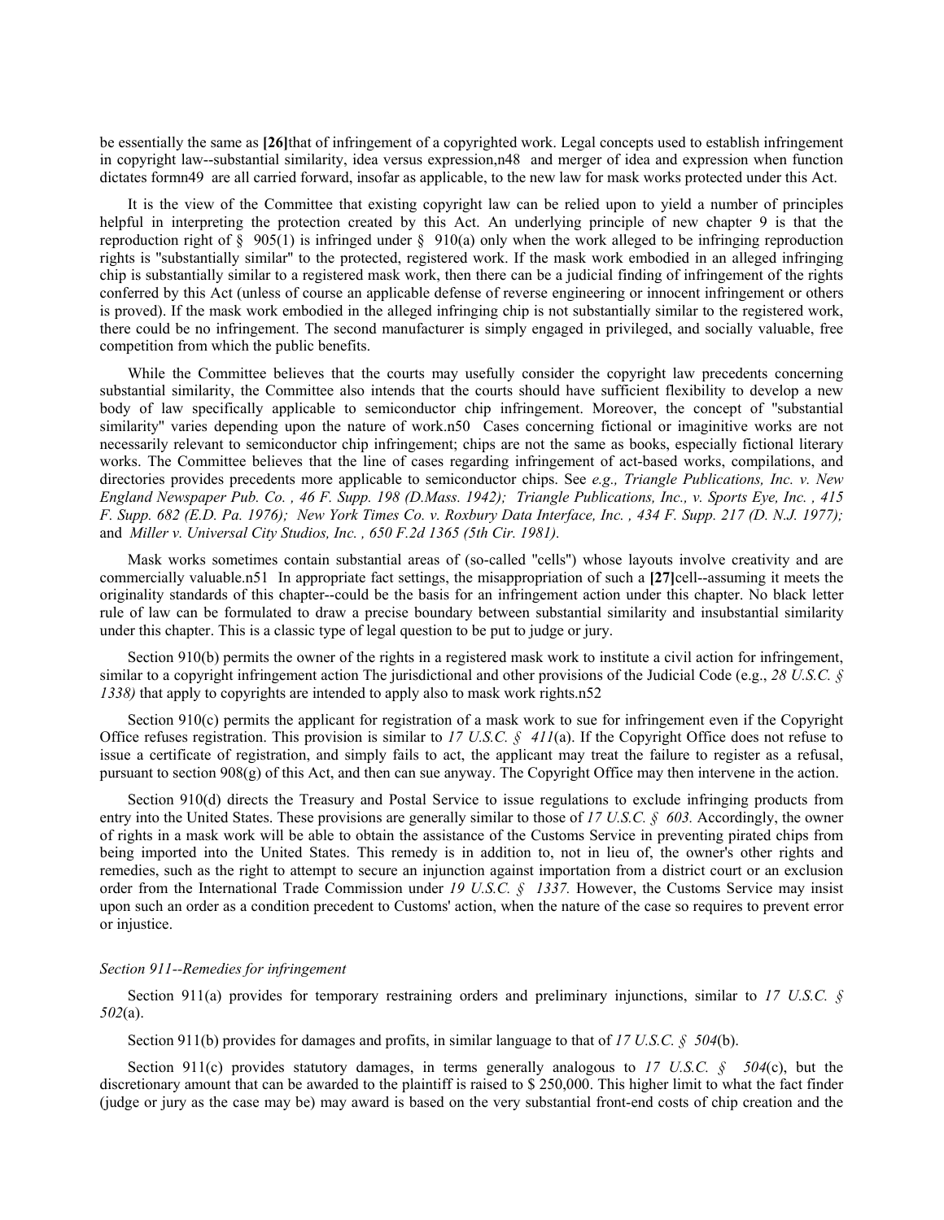be essentially the same as **[26]**that of infringement of a copyrighted work. Legal concepts used to establish infringement in copyright law--substantial similarity, idea versus expression,n48 and merger of idea and expression when function dictates formn49 are all carried forward, insofar as applicable, to the new law for mask works protected under this Act.

It is the view of the Committee that existing copyright law can be relied upon to yield a number of principles helpful in interpreting the protection created by this Act. An underlying principle of new chapter 9 is that the reproduction right of § 905(1) is infringed under § 910(a) only when the work alleged to be infringing reproduction rights is "substantially similar" to the protected, registered work. If the mask work embodied in an alleged infringing chip is substantially similar to a registered mask work, then there can be a judicial finding of infringement of the rights conferred by this Act (unless of course an applicable defense of reverse engineering or innocent infringement or others is proved). If the mask work embodied in the alleged infringing chip is not substantially similar to the registered work, there could be no infringement. The second manufacturer is simply engaged in privileged, and socially valuable, free competition from which the public benefits.

While the Committee believes that the courts may usefully consider the copyright law precedents concerning substantial similarity, the Committee also intends that the courts should have sufficient flexibility to develop a new body of law specifically applicable to semiconductor chip infringement. Moreover, the concept of "substantial similarity" varies depending upon the nature of work.n50 Cases concerning fictional or imaginitive works are not necessarily relevant to semiconductor chip infringement; chips are not the same as books, especially fictional literary works. The Committee believes that the line of cases regarding infringement of act-based works, compilations, and directories provides precedents more applicable to semiconductor chips. See *e.g., Triangle Publications, Inc. v. New England Newspaper Pub. Co. , 46 F. Supp. 198 (D.Mass. 1942); Triangle Publications, Inc., v. Sports Eye, Inc. , 415 F. Supp. 682 (E.D. Pa. 1976); New York Times Co. v. Roxbury Data Interface, Inc. , 434 F. Supp. 217 (D. N.J. 1977);* and *Miller v. Universal City Studios, Inc. , 650 F.2d 1365 (5th Cir. 1981).*

Mask works sometimes contain substantial areas of (so-called "cells") whose layouts involve creativity and are commercially valuable.n51 In appropriate fact settings, the misappropriation of such a **[27]**cell--assuming it meets the originality standards of this chapter--could be the basis for an infringement action under this chapter. No black letter rule of law can be formulated to draw a precise boundary between substantial similarity and insubstantial similarity under this chapter. This is a classic type of legal question to be put to judge or jury.

Section 910(b) permits the owner of the rights in a registered mask work to institute a civil action for infringement, similar to a copyright infringement action The jurisdictional and other provisions of the Judicial Code (e.g., *28 U.S.C. § 1338)* that apply to copyrights are intended to apply also to mask work rights.n52

Section 910(c) permits the applicant for registration of a mask work to sue for infringement even if the Copyright Office refuses registration. This provision is similar to *17 U.S.C. § 411*(a). If the Copyright Office does not refuse to issue a certificate of registration, and simply fails to act, the applicant may treat the failure to register as a refusal, pursuant to section 908(g) of this Act, and then can sue anyway. The Copyright Office may then intervene in the action.

Section 910(d) directs the Treasury and Postal Service to issue regulations to exclude infringing products from entry into the United States. These provisions are generally similar to those of *17 U.S.C. § 603.* Accordingly, the owner of rights in a mask work will be able to obtain the assistance of the Customs Service in preventing pirated chips from being imported into the United States. This remedy is in addition to, not in lieu of, the owner's other rights and remedies, such as the right to attempt to secure an injunction against importation from a district court or an exclusion order from the International Trade Commission under *19 U.S.C. § 1337.* However, the Customs Service may insist upon such an order as a condition precedent to Customs' action, when the nature of the case so requires to prevent error or injustice.

*Section 911--Remedies for infringement*

Section 911(a) provides for temporary restraining orders and preliminary injunctions, similar to *17 U.S.C. § 502*(a).

Section 911(b) provides for damages and profits, in similar language to that of *17 U.S.C. § 504*(b).

Section 911(c) provides statutory damages, in terms generally analogous to *17 U.S.C. § 504*(c), but the discretionary amount that can be awarded to the plaintiff is raised to $ 250,000. This higher limit to what the fact finder (judge or jury as the case may be) may award is based on the very substantial front-end costs of chip creation and the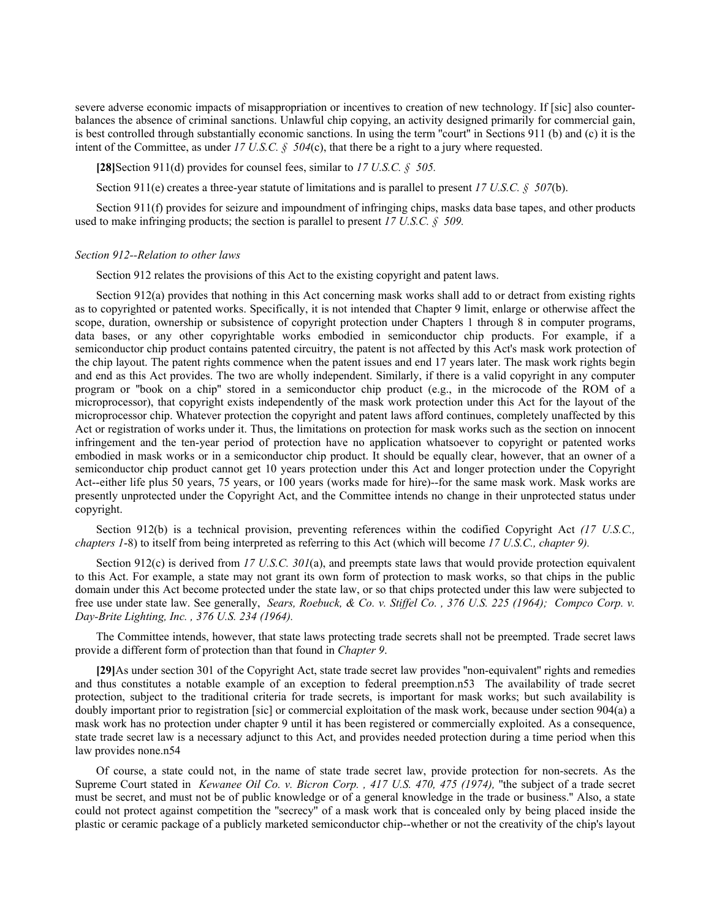severe adverse economic impacts of misappropriation or incentives to creation of new technology. If [sic] also counter-balances the absence of criminal sanctions. Unlawful chip copying, an activity designed primarily for commercial gain, is best controlled through substantially economic sanctions. In using the term "court" in Sections 911 (b) and (c) it is the intent of the Committee, as under *17 U.S.C. § 504*(c), that there be a right to a jury where requested.

**[28]**Section 911(d) provides for counsel fees, similar to *17 U.S.C. § 505.*

Section 911(e) creates a three-year statute of limitations and is parallel to present *17 U.S.C. § 507*(b).

Section 911(f) provides for seizure and impoundment of infringing chips, masks data base tapes, and other products used to make infringing products; the section is parallel to present *17 U.S.C. § 509.*

*Section 912--Relation to other laws*

Section 912 relates the provisions of this Act to the existing copyright and patent laws.

Section 912(a) provides that nothing in this Act concerning mask works shall add to or detract from existing rights as to copyrighted or patented works. Specifically, it is not intended that Chapter 9 limit, enlarge or otherwise affect the scope, duration, ownership or subsistence of copyright protection under Chapters 1 through 8 in computer programs, data bases, or any other copyrightable works embodied in semiconductor chip products. For example, if a semiconductor chip product contains patented circuitry, the patent is not affected by this Act's mask work protection of the chip layout. The patent rights commence when the patent issues and end 17 years later. The mask work rights begin and end as this Act provides. The two are wholly independent. Similarly, if there is a valid copyright in any computer program or "book on a chip" stored in a semiconductor chip product (e.g., in the microcode of the ROM of a microprocessor), that copyright exists independently of the mask work protection under this Act for the layout of the microprocessor chip. Whatever protection the copyright and patent laws afford continues, completely unaffected by this Act or registration of works under it. Thus, the limitations on protection for mask works such as the section on innocent infringement and the ten-year period of protection have no application whatsoever to copyright or patented works embodied in mask works or in a semiconductor chip product. It should be equally clear, however, that an owner of a semiconductor chip product cannot get 10 years protection under this Act and longer protection under the Copyright Act--either life plus 50 years, 75 years, or 100 years (works made for hire)--for the same mask work. Mask works are presently unprotected under the Copyright Act, and the Committee intends no change in their unprotected status under copyright.

Section 912(b) is a technical provision, preventing references within the codified Copyright Act *(17 U.S.C., chapters 1*-8) to itself from being interpreted as referring to this Act (which will become *17 U.S.C., chapter 9).*

Section 912(c) is derived from *17 U.S.C. 301*(a), and preempts state laws that would provide protection equivalent to this Act. For example, a state may not grant its own form of protection to mask works, so that chips in the public domain under this Act become protected under the state law, or so that chips protected under this law were subjected to free use under state law. See generally, *Sears, Roebuck, & Co. v. Stiffel Co. , 376 U.S. 225 (1964); Compco Corp. v. Day-Brite Lighting, Inc. , 376 U.S. 234 (1964).*

The Committee intends, however, that state laws protecting trade secrets shall not be preempted. Trade secret laws provide a different form of protection than that found in *Chapter 9*.

**[29]**As under section 301 of the Copyright Act, state trade secret law provides "non-equivalent" rights and remedies and thus constitutes a notable example of an exception to federal preemption.n53 The availability of trade secret protection, subject to the traditional criteria for trade secrets, is important for mask works; but such availability is doubly important prior to registration [sic] or commercial exploitation of the mask work, because under section 904(a) a mask work has no protection under chapter 9 until it has been registered or commercially exploited. As a consequence, state trade secret law is a necessary adjunct to this Act, and provides needed protection during a time period when this law provides none.n54

Of course, a state could not, in the name of state trade secret law, provide protection for non-secrets. As the Supreme Court stated in *Kewanee Oil Co. v. Bicron Corp. , 417 U.S. 470, 475 (1974),* "the subject of a trade secret must be secret, and must not be of public knowledge or of a general knowledge in the trade or business." Also, a state could not protect against competition the "secrecy" of a mask work that is concealed only by being placed inside the plastic or ceramic package of a publicly marketed semiconductor chip--whether or not the creativity of the chip's layout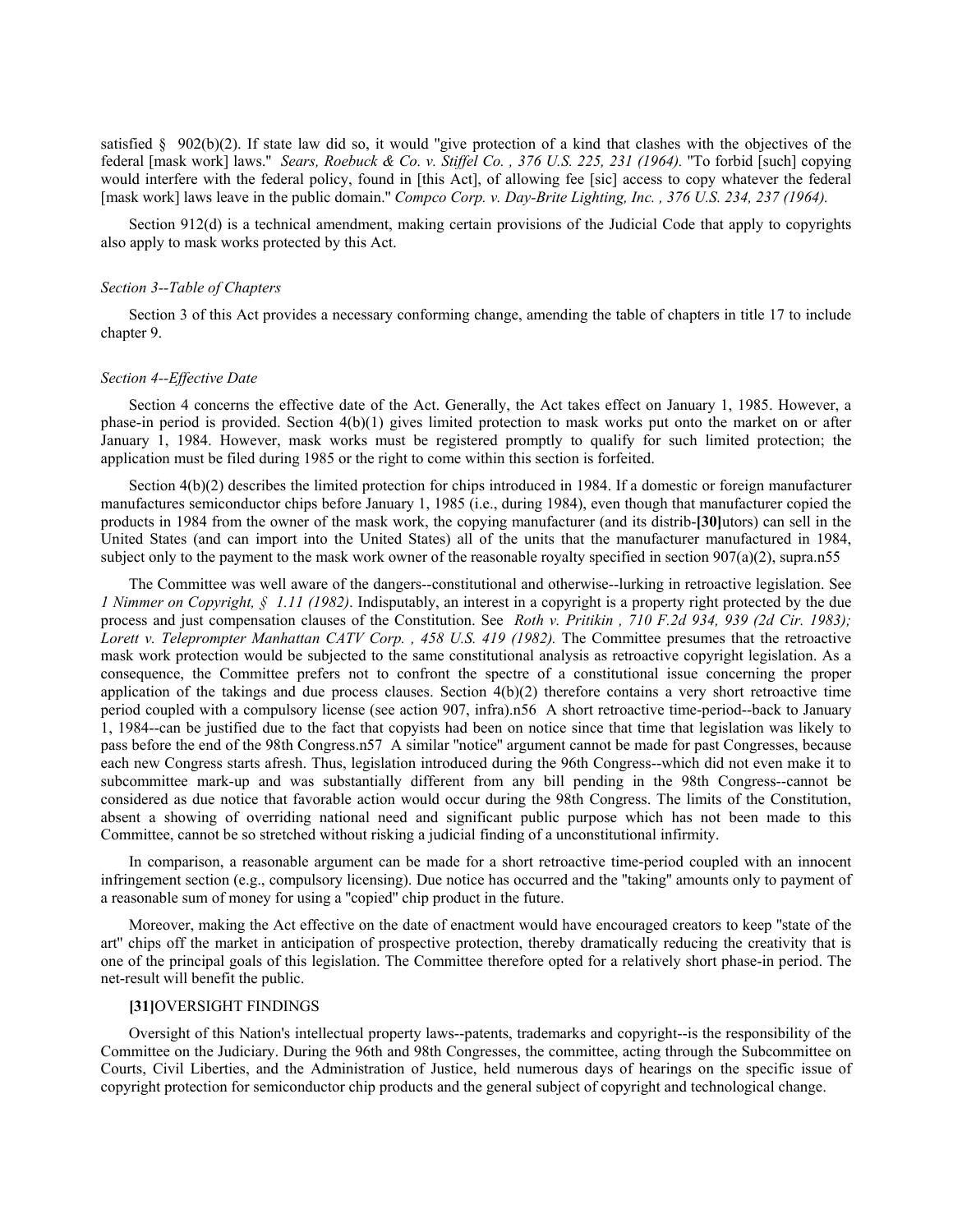satisfied § 902(b)(2). If state law did so, it would "give protection of a kind that clashes with the objectives of the federal [mask work] laws." *Sears, Roebuck & Co. v. Stiffel Co. , 376 U.S. 225, 231 (1964).* "To forbid [such] copying would interfere with the federal policy, found in [this Act], of allowing fee [sic] access to copy whatever the federal [mask work] laws leave in the public domain." *Compco Corp. v. Day-Brite Lighting, Inc. , 376 U.S. 234, 237 (1964).*

Section 912(d) is a technical amendment, making certain provisions of the Judicial Code that apply to copyrights also apply to mask works protected by this Act.

*Section 3--Table of Chapters*

Section 3 of this Act provides a necessary conforming change, amending the table of chapters in title 17 to include chapter 9.

*Section 4--Effective Date*

Section 4 concerns the effective date of the Act. Generally, the Act takes effect on January 1, 1985. However, a phase-in period is provided. Section 4(b)(1) gives limited protection to mask works put onto the market on or after January 1, 1984. However, mask works must be registered promptly to qualify for such limited protection; the application must be filed during 1985 or the right to come within this section is forfeited.

Section 4(b)(2) describes the limited protection for chips introduced in 1984. If a domestic or foreign manufacturer manufactures semiconductor chips before January 1, 1985 (i.e., during 1984), even though that manufacturer copied the products in 1984 from the owner of the mask work, the copying manufacturer (and its distrib-**[30]**utors) can sell in the United States (and can import into the United States) all of the units that the manufacturer manufactured in 1984, subject only to the payment to the mask work owner of the reasonable royalty specified in section 907(a)(2), supra.n55

The Committee was well aware of the dangers--constitutional and otherwise--lurking in retroactive legislation. See *1 Nimmer on Copyright, § 1.11 (1982)*. Indisputably, an interest in a copyright is a property right protected by the due process and just compensation clauses of the Constitution. See *Roth v. Pritikin , 710 F.2d 934, 939 (2d Cir. 1983); Lorett v. Teleprompter Manhattan CATV Corp. , 458 U.S. 419 (1982).* The Committee presumes that the retroactive mask work protection would be subjected to the same constitutional analysis as retroactive copyright legislation. As a consequence, the Committee prefers not to confront the spectre of a constitutional issue concerning the proper application of the takings and due process clauses. Section 4(b)(2) therefore contains a very short retroactive time period coupled with a compulsory license (see action 907, infra).n56 A short retroactive time-period--back to January 1, 1984--can be justified due to the fact that copyists had been on notice since that time that legislation was likely to pass before the end of the 98th Congress.n57 A similar "notice" argument cannot be made for past Congresses, because each new Congress starts afresh. Thus, legislation introduced during the 96th Congress--which did not even make it to subcommittee mark-up and was substantially different from any bill pending in the 98th Congress--cannot be considered as due notice that favorable action would occur during the 98th Congress. The limits of the Constitution, absent a showing of overriding national need and significant public purpose which has not been made to this Committee, cannot be so stretched without risking a judicial finding of a unconstitutional infirmity.

In comparison, a reasonable argument can be made for a short retroactive time-period coupled with an innocent infringement section (e.g., compulsory licensing). Due notice has occurred and the "taking" amounts only to payment of a reasonable sum of money for using a "copied" chip product in the future.

Moreover, making the Act effective on the date of enactment would have encouraged creators to keep "state of the art" chips off the market in anticipation of prospective protection, thereby dramatically reducing the creativity that is one of the principal goals of this legislation. The Committee therefore opted for a relatively short phase-in period. The net-result will benefit the public.

**[31]**OVERSIGHT FINDINGS

Oversight of this Nation's intellectual property laws--patents, trademarks and copyright--is the responsibility of the Committee on the Judiciary. During the 96th and 98th Congresses, the committee, acting through the Subcommittee on Courts, Civil Liberties, and the Administration of Justice, held numerous days of hearings on the specific issue of copyright protection for semiconductor chip products and the general subject of copyright and technological change.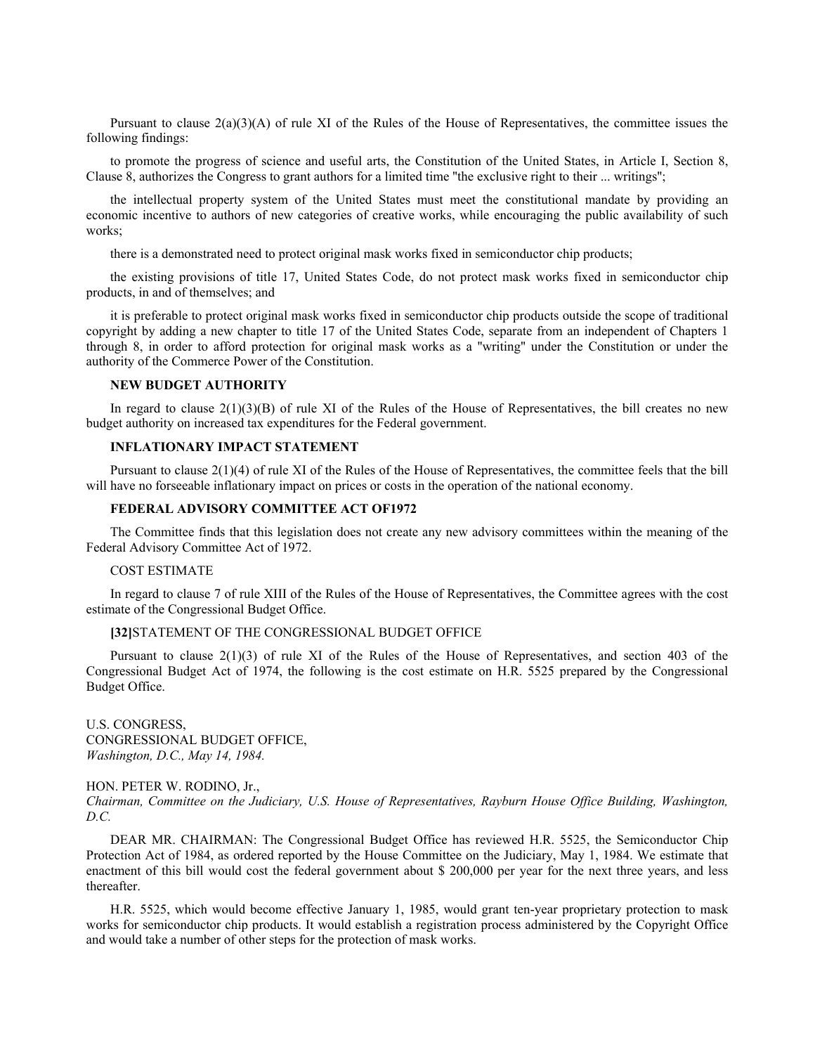Pursuant to clause 2(a)(3)(A) of rule XI of the Rules of the House of Representatives, the committee issues the following findings:

to promote the progress of science and useful arts, the Constitution of the United States, in Article I, Section 8, Clause 8, authorizes the Congress to grant authors for a limited time "the exclusive right to their ... writings";

the intellectual property system of the United States must meet the constitutional mandate by providing an economic incentive to authors of new categories of creative works, while encouraging the public availability of such works;

there is a demonstrated need to protect original mask works fixed in semiconductor chip products;

the existing provisions of title 17, United States Code, do not protect mask works fixed in semiconductor chip products, in and of themselves; and

it is preferable to protect original mask works fixed in semiconductor chip products outside the scope of traditional copyright by adding a new chapter to title 17 of the United States Code, separate from an independent of Chapters 1 through 8, in order to afford protection for original mask works as a "writing" under the Constitution or under the authority of the Commerce Power of the Constitution.

**NEW BUDGET AUTHORITY**

In regard to clause 2(1)(3)(B) of rule XI of the Rules of the House of Representatives, the bill creates no new budget authority on increased tax expenditures for the Federal government.

**INFLATIONARY IMPACT STATEMENT**

Pursuant to clause 2(1)(4) of rule XI of the Rules of the House of Representatives, the committee feels that the bill will have no forseeable inflationary impact on prices or costs in the operation of the national economy.

**FEDERAL ADVISORY COMMITTEE ACT OF1972**

The Committee finds that this legislation does not create any new advisory committees within the meaning of the Federal Advisory Committee Act of 1972.

COST ESTIMATE

In regard to clause 7 of rule XIII of the Rules of the House of Representatives, the Committee agrees with the cost estimate of the Congressional Budget Office.

**[32]**STATEMENT OF THE CONGRESSIONAL BUDGET OFFICE

Pursuant to clause 2(1)(3) of rule XI of the Rules of the House of Representatives, and section 403 of the Congressional Budget Act of 1974, the following is the cost estimate on H.R. 5525 prepared by the Congressional Budget Office.

U.S. CONGRESS,
CONGRESSIONAL BUDGET OFFICE,
*Washington, D.C., May 14, 1984.*

HON. PETER W. RODINO, Jr.,
*Chairman, Committee on the Judiciary, U.S. House of Representatives, Rayburn House Office Building, Washington, D.C.*

DEAR MR. CHAIRMAN: The Congressional Budget Office has reviewed H.R. 5525, the Semiconductor Chip Protection Act of 1984, as ordered reported by the House Committee on the Judiciary, May 1, 1984. We estimate that enactment of this bill would cost the federal government about $ 200,000 per year for the next three years, and less thereafter.

H.R. 5525, which would become effective January 1, 1985, would grant ten-year proprietary protection to mask works for semiconductor chip products. It would establish a registration process administered by the Copyright Office and would take a number of other steps for the protection of mask works.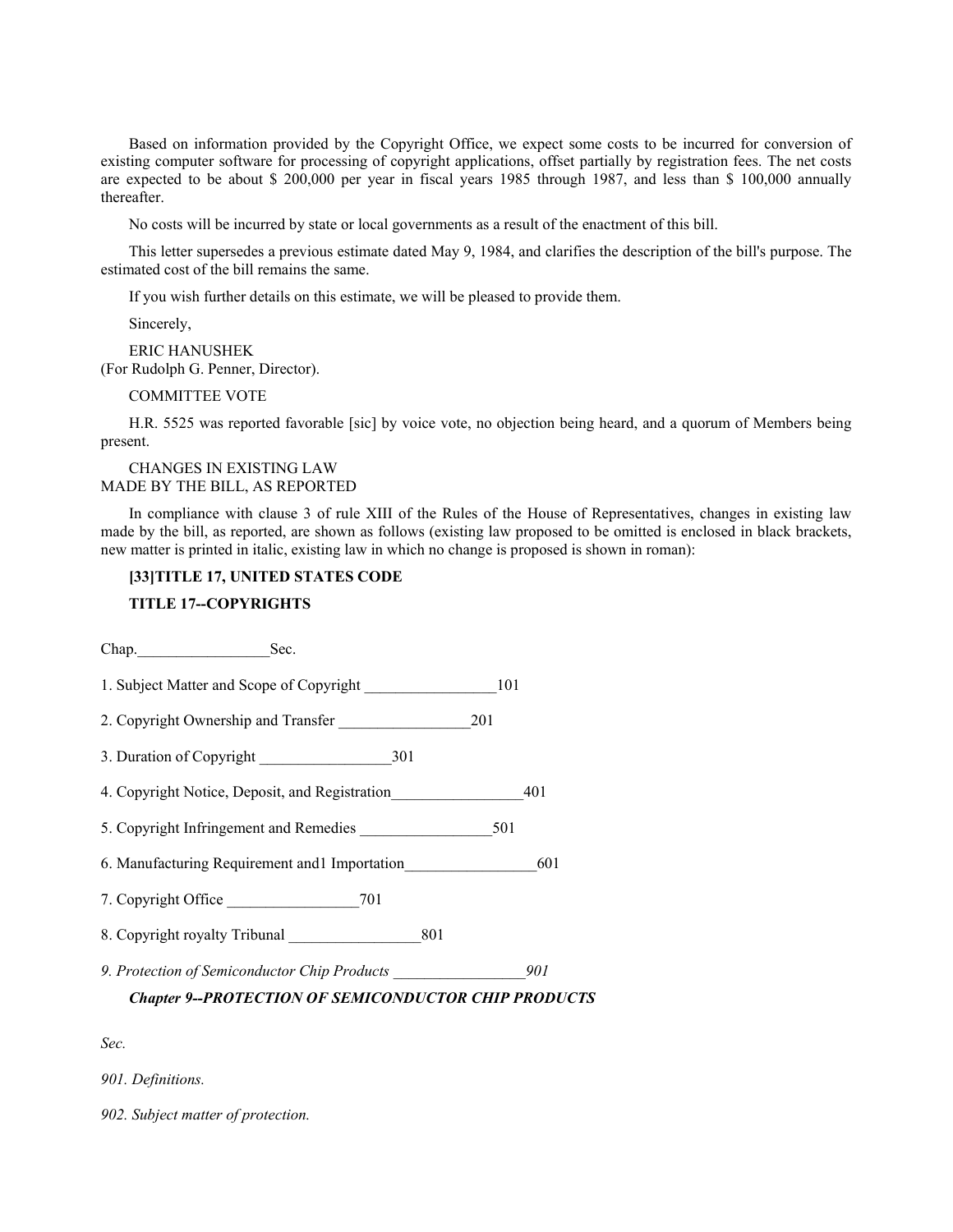Based on information provided by the Copyright Office, we expect some costs to be incurred for conversion of existing computer software for processing of copyright applications, offset partially by registration fees. The net costs are expected to be about $ 200,000 per year in fiscal years 1985 through 1987, and less than $ 100,000 annually thereafter.

No costs will be incurred by state or local governments as a result of the enactment of this bill.

This letter supersedes a previous estimate dated May 9, 1984, and clarifies the description of the bill's purpose. The estimated cost of the bill remains the same.

If you wish further details on this estimate, we will be pleased to provide them.

Sincerely,

ERIC HANUSHEK
(For Rudolph G. Penner, Director).

COMMITTEE VOTE

H.R. 5525 was reported favorable [sic] by voice vote, no objection being heard, and a quorum of Members being present.

CHANGES IN EXISTING LAW
MADE BY THE BILL, AS REPORTED

In compliance with clause 3 of rule XIII of the Rules of the House of Representatives, changes in existing law made by the bill, as reported, are shown as follows (existing law proposed to be omitted is enclosed in black brackets, new matter is printed in italic, existing law in which no change is proposed is shown in roman):

**[33]TITLE 17, UNITED STATES CODE**

**TITLE 17--COPYRIGHTS**

Chap.\_\_\_\_\_\_\_\_\_\_\_\_\_\_\_\_\_Sec.

1. Subject Matter and Scope of Copyright \_\_\_\_\_\_\_\_\_\_\_\_\_\_\_\_\_101

2. Copyright Ownership and Transfer \_\_\_\_\_\_\_\_\_\_\_\_\_\_\_\_\_201

3. Duration of Copyright \_\_\_\_\_\_\_\_\_\_\_\_\_\_\_\_\_301

4. Copyright Notice, Deposit, and Registration\_\_\_\_\_\_\_\_\_\_\_\_\_\_\_\_\_401

5. Copyright Infringement and Remedies \_\_\_\_\_\_\_\_\_\_\_\_\_\_\_\_\_501

6. Manufacturing Requirement and1 Importation\_\_\_\_\_\_\_\_\_\_\_\_\_\_\_\_\_601

7. Copyright Office \_\_\_\_\_\_\_\_\_\_\_\_\_\_\_\_\_701

8. Copyright royalty Tribunal \_\_\_\_\_\_\_\_\_\_\_\_\_\_\_\_\_801

*9. Protection of Semiconductor Chip Products \_\_\_\_\_\_\_\_\_\_\_\_\_\_\_\_\_901*

***Chapter 9--PROTECTION OF SEMICONDUCTOR CHIP PRODUCTS***

*Sec.*

*901. Definitions.*

*902. Subject matter of protection.*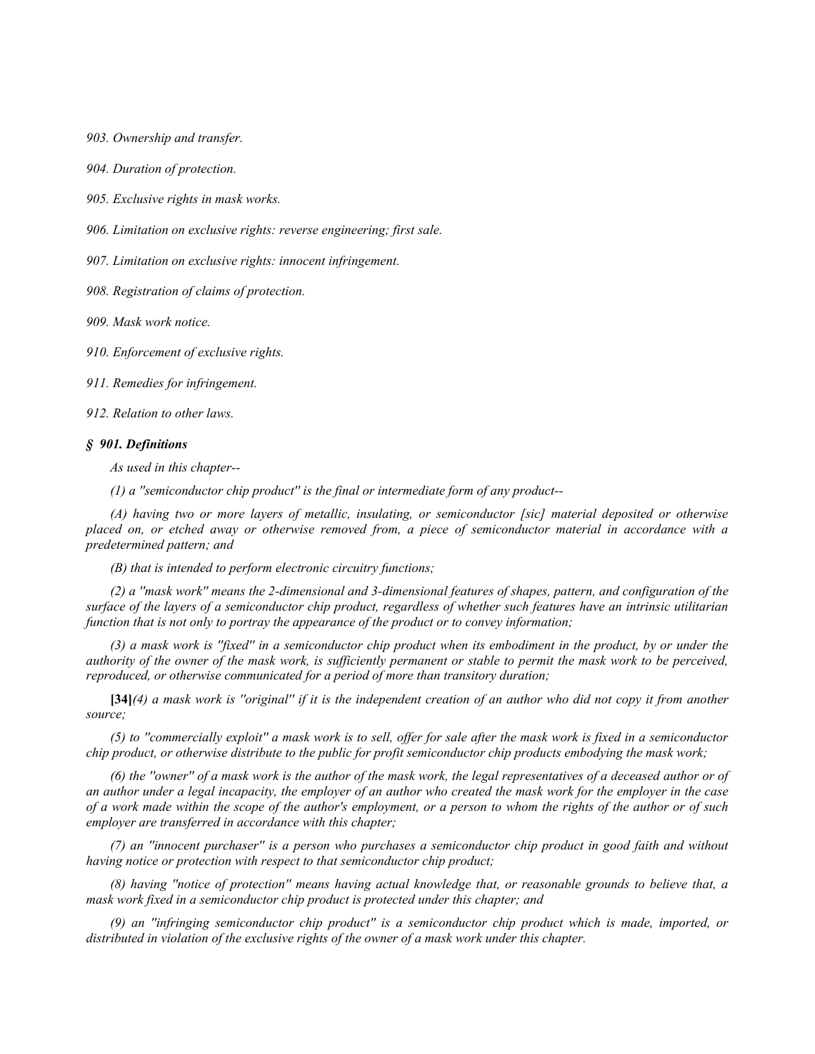*903. Ownership and transfer.*

*904. Duration of protection.*

*905. Exclusive rights in mask works.*

*906. Limitation on exclusive rights: reverse engineering; first sale.*

*907. Limitation on exclusive rights: innocent infringement.*

*908. Registration of claims of protection.*

*909. Mask work notice.*

*910. Enforcement of exclusive rights.*

*911. Remedies for infringement.*

*912. Relation to other laws.*

### *§ 901. Definitions*

*As used in this chapter--*

*(1) a "semiconductor chip product" is the final or intermediate form of any product--*

*(A) having two or more layers of metallic, insulating, or semiconductor [sic] material deposited or otherwise placed on, or etched away or otherwise removed from, a piece of semiconductor material in accordance with a predetermined pattern; and*

*(B) that is intended to perform electronic circuitry functions;*

*(2) a "mask work" means the 2-dimensional and 3-dimensional features of shapes, pattern, and configuration of the surface of the layers of a semiconductor chip product, regardless of whether such features have an intrinsic utilitarian function that is not only to portray the appearance of the product or to convey information;*

*(3) a mask work is "fixed" in a semiconductor chip product when its embodiment in the product, by or under the authority of the owner of the mask work, is sufficiently permanent or stable to permit the mask work to be perceived, reproduced, or otherwise communicated for a period of more than transitory duration;*

**[34]***(4) a mask work is "original" if it is the independent creation of an author who did not copy it from another source;*

*(5) to "commercially exploit" a mask work is to sell, offer for sale after the mask work is fixed in a semiconductor chip product, or otherwise distribute to the public for profit semiconductor chip products embodying the mask work;*

*(6) the "owner" of a mask work is the author of the mask work, the legal representatives of a deceased author or of an author under a legal incapacity, the employer of an author who created the mask work for the employer in the case of a work made within the scope of the author's employment, or a person to whom the rights of the author or of such employer are transferred in accordance with this chapter;*

*(7) an "innocent purchaser" is a person who purchases a semiconductor chip product in good faith and without having notice or protection with respect to that semiconductor chip product;*

*(8) having "notice of protection" means having actual knowledge that, or reasonable grounds to believe that, a mask work fixed in a semiconductor chip product is protected under this chapter; and*

*(9) an "infringing semiconductor chip product" is a semiconductor chip product which is made, imported, or distributed in violation of the exclusive rights of the owner of a mask work under this chapter.*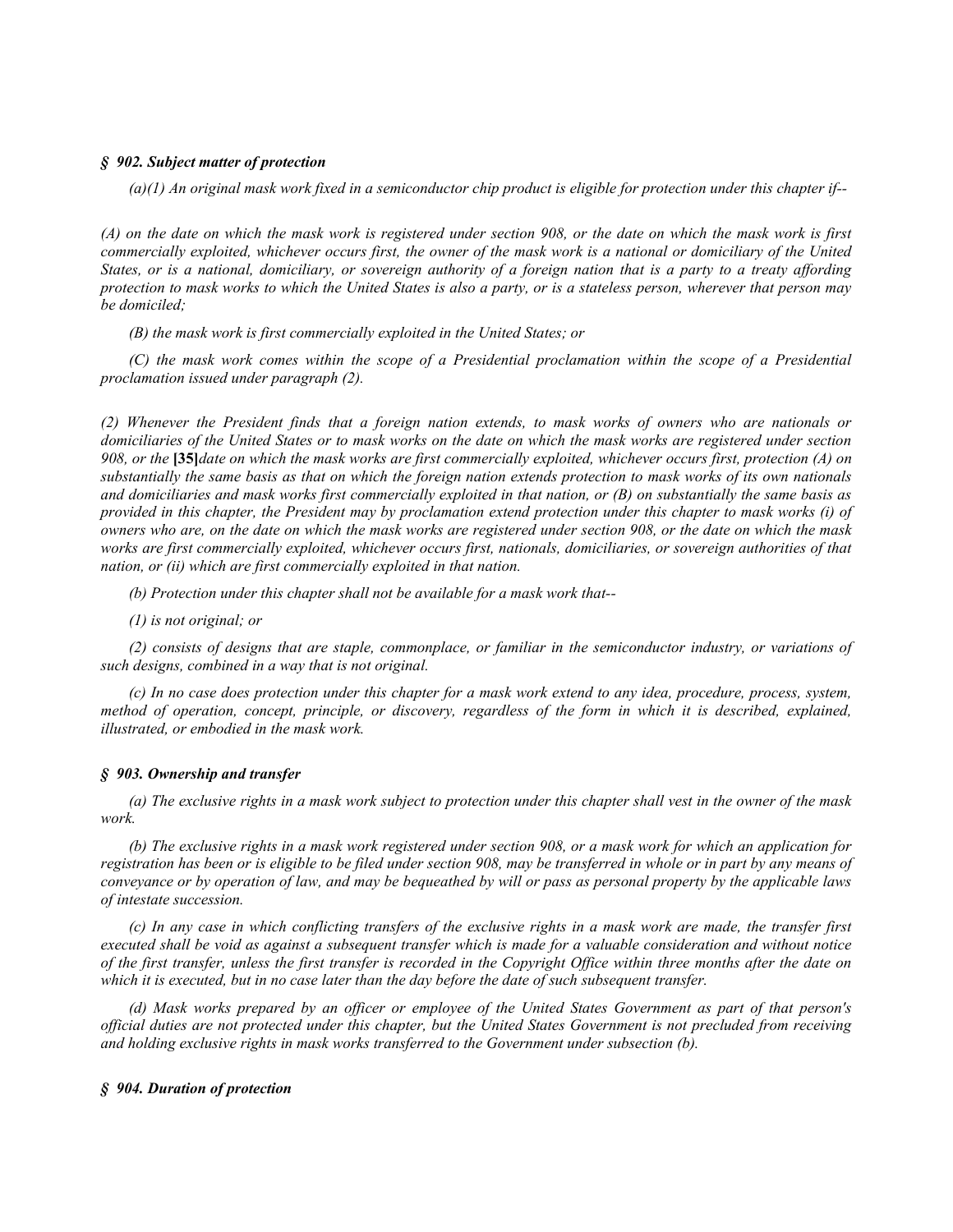### *§ 902. Subject matter of protection*

*(a)(1) An original mask work fixed in a semiconductor chip product is eligible for protection under this chapter if--*

*(A) on the date on which the mask work is registered under section 908, or the date on which the mask work is first commercially exploited, whichever occurs first, the owner of the mask work is a national or domiciliary of the United States, or is a national, domiciliary, or sovereign authority of a foreign nation that is a party to a treaty affording protection to mask works to which the United States is also a party, or is a stateless person, wherever that person may be domiciled;*

*(B) the mask work is first commercially exploited in the United States; or*

*(C) the mask work comes within the scope of a Presidential proclamation within the scope of a Presidential proclamation issued under paragraph (2).*

*(2) Whenever the President finds that a foreign nation extends, to mask works of owners who are nationals or domiciliaries of the United States or to mask works on the date on which the mask works are registered under section 908, or the* **[35]** *date on which the mask works are first commercially exploited, whichever occurs first, protection (A) on substantially the same basis as that on which the foreign nation extends protection to mask works of its own nationals and domiciliaries and mask works first commercially exploited in that nation, or (B) on substantially the same basis as provided in this chapter, the President may by proclamation extend protection under this chapter to mask works (i) of owners who are, on the date on which the mask works are registered under section 908, or the date on which the mask works are first commercially exploited, whichever occurs first, nationals, domiciliaries, or sovereign authorities of that nation, or (ii) which are first commercially exploited in that nation.*

*(b) Protection under this chapter shall not be available for a mask work that--*

*(1) is not original; or*

*(2) consists of designs that are staple, commonplace, or familiar in the semiconductor industry, or variations of such designs, combined in a way that is not original.*

*(c) In no case does protection under this chapter for a mask work extend to any idea, procedure, process, system, method of operation, concept, principle, or discovery, regardless of the form in which it is described, explained, illustrated, or embodied in the mask work.*

### *§ 903. Ownership and transfer*

*(a) The exclusive rights in a mask work subject to protection under this chapter shall vest in the owner of the mask work.*

*(b) The exclusive rights in a mask work registered under section 908, or a mask work for which an application for registration has been or is eligible to be filed under section 908, may be transferred in whole or in part by any means of conveyance or by operation of law, and may be bequeathed by will or pass as personal property by the applicable laws of intestate succession.*

*(c) In any case in which conflicting transfers of the exclusive rights in a mask work are made, the transfer first executed shall be void as against a subsequent transfer which is made for a valuable consideration and without notice of the first transfer, unless the first transfer is recorded in the Copyright Office within three months after the date on which it is executed, but in no case later than the day before the date of such subsequent transfer.*

*(d) Mask works prepared by an officer or employee of the United States Government as part of that person's official duties are not protected under this chapter, but the United States Government is not precluded from receiving and holding exclusive rights in mask works transferred to the Government under subsection (b).*

### *§ 904. Duration of protection*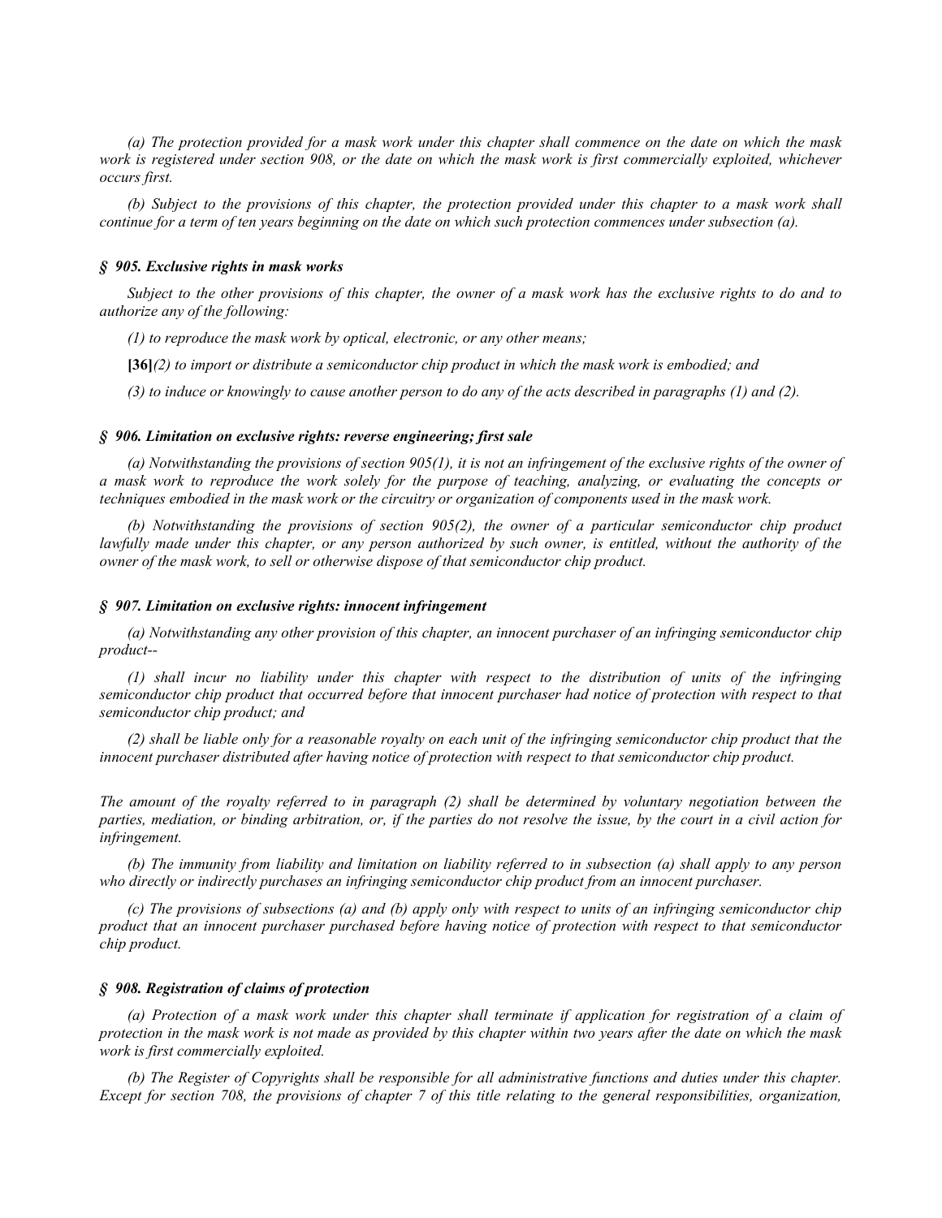*(a) The protection provided for a mask work under this chapter shall commence on the date on which the mask work is registered under section 908, or the date on which the mask work is first commercially exploited, whichever occurs first.*

*(b) Subject to the provisions of this chapter, the protection provided under this chapter to a mask work shall continue for a term of ten years beginning on the date on which such protection commences under subsection (a).*

### *§ 905. Exclusive rights in mask works*

*Subject to the other provisions of this chapter, the owner of a mask work has the exclusive rights to do and to authorize any of the following:*

*(1) to reproduce the mask work by optical, electronic, or any other means;*

**[36]***(2) to import or distribute a semiconductor chip product in which the mask work is embodied; and*

*(3) to induce or knowingly to cause another person to do any of the acts described in paragraphs (1) and (2).*

### *§ 906. Limitation on exclusive rights: reverse engineering; first sale*

*(a) Notwithstanding the provisions of section 905(1), it is not an infringement of the exclusive rights of the owner of a mask work to reproduce the work solely for the purpose of teaching, analyzing, or evaluating the concepts or techniques embodied in the mask work or the circuitry or organization of components used in the mask work.*

*(b) Notwithstanding the provisions of section 905(2), the owner of a particular semiconductor chip product lawfully made under this chapter, or any person authorized by such owner, is entitled, without the authority of the owner of the mask work, to sell or otherwise dispose of that semiconductor chip product.*

### *§ 907. Limitation on exclusive rights: innocent infringement*

*(a) Notwithstanding any other provision of this chapter, an innocent purchaser of an infringing semiconductor chip product--*

*(1) shall incur no liability under this chapter with respect to the distribution of units of the infringing semiconductor chip product that occurred before that innocent purchaser had notice of protection with respect to that semiconductor chip product; and*

*(2) shall be liable only for a reasonable royalty on each unit of the infringing semiconductor chip product that the innocent purchaser distributed after having notice of protection with respect to that semiconductor chip product.*

*The amount of the royalty referred to in paragraph (2) shall be determined by voluntary negotiation between the parties, mediation, or binding arbitration, or, if the parties do not resolve the issue, by the court in a civil action for infringement.*

*(b) The immunity from liability and limitation on liability referred to in subsection (a) shall apply to any person who directly or indirectly purchases an infringing semiconductor chip product from an innocent purchaser.*

*(c) The provisions of subsections (a) and (b) apply only with respect to units of an infringing semiconductor chip product that an innocent purchaser purchased before having notice of protection with respect to that semiconductor chip product.*

### *§ 908. Registration of claims of protection*

*(a) Protection of a mask work under this chapter shall terminate if application for registration of a claim of protection in the mask work is not made as provided by this chapter within two years after the date on which the mask work is first commercially exploited.*

*(b) The Register of Copyrights shall be responsible for all administrative functions and duties under this chapter. Except for section 708, the provisions of chapter 7 of this title relating to the general responsibilities, organization,*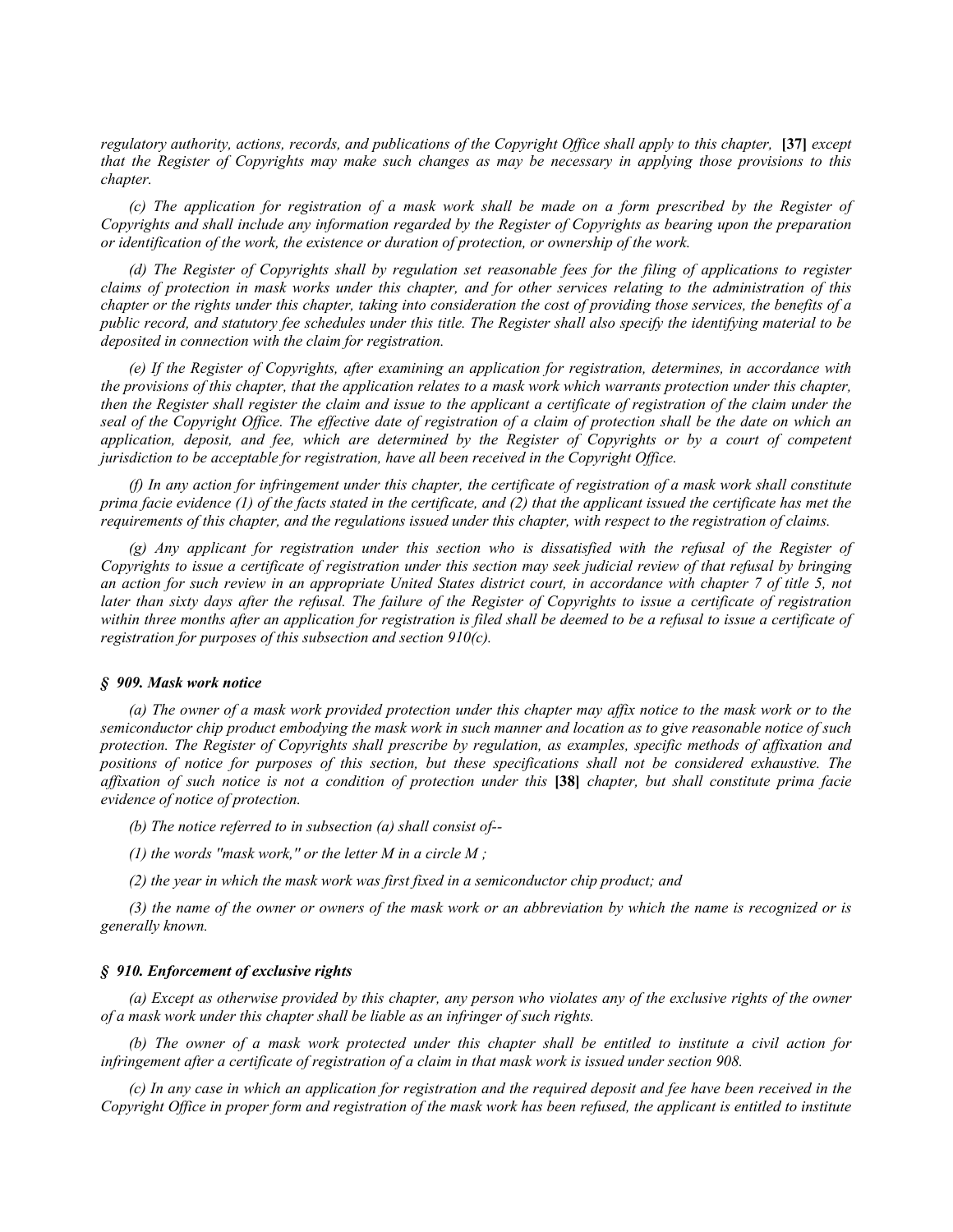*regulatory authority, actions, records, and publications of the Copyright Office shall apply to this chapter,* **[37]** *except that the Register of Copyrights may make such changes as may be necessary in applying those provisions to this chapter.*

*(c) The application for registration of a mask work shall be made on a form prescribed by the Register of Copyrights and shall include any information regarded by the Register of Copyrights as bearing upon the preparation or identification of the work, the existence or duration of protection, or ownership of the work.*

*(d) The Register of Copyrights shall by regulation set reasonable fees for the filing of applications to register claims of protection in mask works under this chapter, and for other services relating to the administration of this chapter or the rights under this chapter, taking into consideration the cost of providing those services, the benefits of a public record, and statutory fee schedules under this title. The Register shall also specify the identifying material to be deposited in connection with the claim for registration.*

*(e) If the Register of Copyrights, after examining an application for registration, determines, in accordance with the provisions of this chapter, that the application relates to a mask work which warrants protection under this chapter, then the Register shall register the claim and issue to the applicant a certificate of registration of the claim under the seal of the Copyright Office. The effective date of registration of a claim of protection shall be the date on which an application, deposit, and fee, which are determined by the Register of Copyrights or by a court of competent jurisdiction to be acceptable for registration, have all been received in the Copyright Office.*

*(f) In any action for infringement under this chapter, the certificate of registration of a mask work shall constitute prima facie evidence (1) of the facts stated in the certificate, and (2) that the applicant issued the certificate has met the requirements of this chapter, and the regulations issued under this chapter, with respect to the registration of claims.*

*(g) Any applicant for registration under this section who is dissatisfied with the refusal of the Register of Copyrights to issue a certificate of registration under this section may seek judicial review of that refusal by bringing an action for such review in an appropriate United States district court, in accordance with chapter 7 of title 5, not later than sixty days after the refusal. The failure of the Register of Copyrights to issue a certificate of registration within three months after an application for registration is filed shall be deemed to be a refusal to issue a certificate of registration for purposes of this subsection and section 910(c).*

#### *§ 909. Mask work notice*

*(a) The owner of a mask work provided protection under this chapter may affix notice to the mask work or to the semiconductor chip product embodying the mask work in such manner and location as to give reasonable notice of such protection. The Register of Copyrights shall prescribe by regulation, as examples, specific methods of affixation and positions of notice for purposes of this section, but these specifications shall not be considered exhaustive. The affixation of such notice is not a condition of protection under this* **[38]** *chapter, but shall constitute prima facie evidence of notice of protection.*

*(b) The notice referred to in subsection (a) shall consist of--*

*(1) the words "mask work," or the letter M in a circle M ;*

*(2) the year in which the mask work was first fixed in a semiconductor chip product; and*

*(3) the name of the owner or owners of the mask work or an abbreviation by which the name is recognized or is generally known.*

#### *§ 910. Enforcement of exclusive rights*

*(a) Except as otherwise provided by this chapter, any person who violates any of the exclusive rights of the owner of a mask work under this chapter shall be liable as an infringer of such rights.*

*(b) The owner of a mask work protected under this chapter shall be entitled to institute a civil action for infringement after a certificate of registration of a claim in that mask work is issued under section 908.*

*(c) In any case in which an application for registration and the required deposit and fee have been received in the Copyright Office in proper form and registration of the mask work has been refused, the applicant is entitled to institute*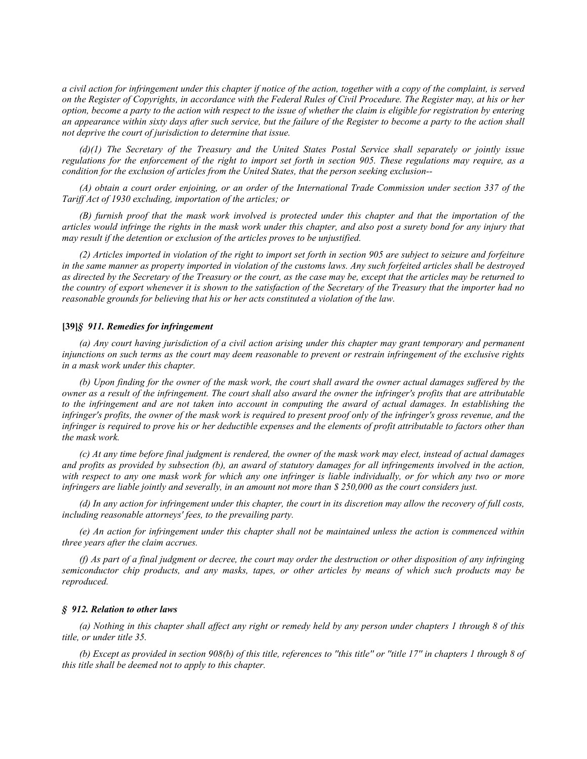*a civil action for infringement under this chapter if notice of the action, together with a copy of the complaint, is served on the Register of Copyrights, in accordance with the Federal Rules of Civil Procedure. The Register may, at his or her option, become a party to the action with respect to the issue of whether the claim is eligible for registration by entering an appearance within sixty days after such service, but the failure of the Register to become a party to the action shall not deprive the court of jurisdiction to determine that issue.*

*(d)(1) The Secretary of the Treasury and the United States Postal Service shall separately or jointly issue regulations for the enforcement of the right to import set forth in section 905. These regulations may require, as a condition for the exclusion of articles from the United States, that the person seeking exclusion--*

*(A) obtain a court order enjoining, or an order of the International Trade Commission under section 337 of the Tariff Act of 1930 excluding, importation of the articles; or*

*(B) furnish proof that the mask work involved is protected under this chapter and that the importation of the articles would infringe the rights in the mask work under this chapter, and also post a surety bond for any injury that may result if the detention or exclusion of the articles proves to be unjustified.*

*(2) Articles imported in violation of the right to import set forth in section 905 are subject to seizure and forfeiture in the same manner as property imported in violation of the customs laws. Any such forfeited articles shall be destroyed as directed by the Secretary of the Treasury or the court, as the case may be, except that the articles may be returned to the country of export whenever it is shown to the satisfaction of the Secretary of the Treasury that the importer had no reasonable grounds for believing that his or her acts constituted a violation of the law.*

**[39]*§ 911. Remedies for infringement***

*(a) Any court having jurisdiction of a civil action arising under this chapter may grant temporary and permanent injunctions on such terms as the court may deem reasonable to prevent or restrain infringement of the exclusive rights in a mask work under this chapter.*

*(b) Upon finding for the owner of the mask work, the court shall award the owner actual damages suffered by the owner as a result of the infringement. The court shall also award the owner the infringer's profits that are attributable to the infringement and are not taken into account in computing the award of actual damages. In establishing the infringer's profits, the owner of the mask work is required to present proof only of the infringer's gross revenue, and the infringer is required to prove his or her deductible expenses and the elements of profit attributable to factors other than the mask work.*

*(c) At any time before final judgment is rendered, the owner of the mask work may elect, instead of actual damages and profits as provided by subsection (b), an award of statutory damages for all infringements involved in the action, with respect to any one mask work for which any one infringer is liable individually, or for which any two or more infringers are liable jointly and severally, in an amount not more than $ 250,000 as the court considers just.*

*(d) In any action for infringement under this chapter, the court in its discretion may allow the recovery of full costs, including reasonable attorneys' fees, to the prevailing party.*

*(e) An action for infringement under this chapter shall not be maintained unless the action is commenced within three years after the claim accrues.*

*(f) As part of a final judgment or decree, the court may order the destruction or other disposition of any infringing semiconductor chip products, and any masks, tapes, or other articles by means of which such products may be reproduced.*

***§ 912. Relation to other laws***

*(a) Nothing in this chapter shall affect any right or remedy held by any person under chapters 1 through 8 of this title, or under title 35.*

*(b) Except as provided in section 908(b) of this title, references to "this title" or "title 17" in chapters 1 through 8 of this title shall be deemed not to apply to this chapter.*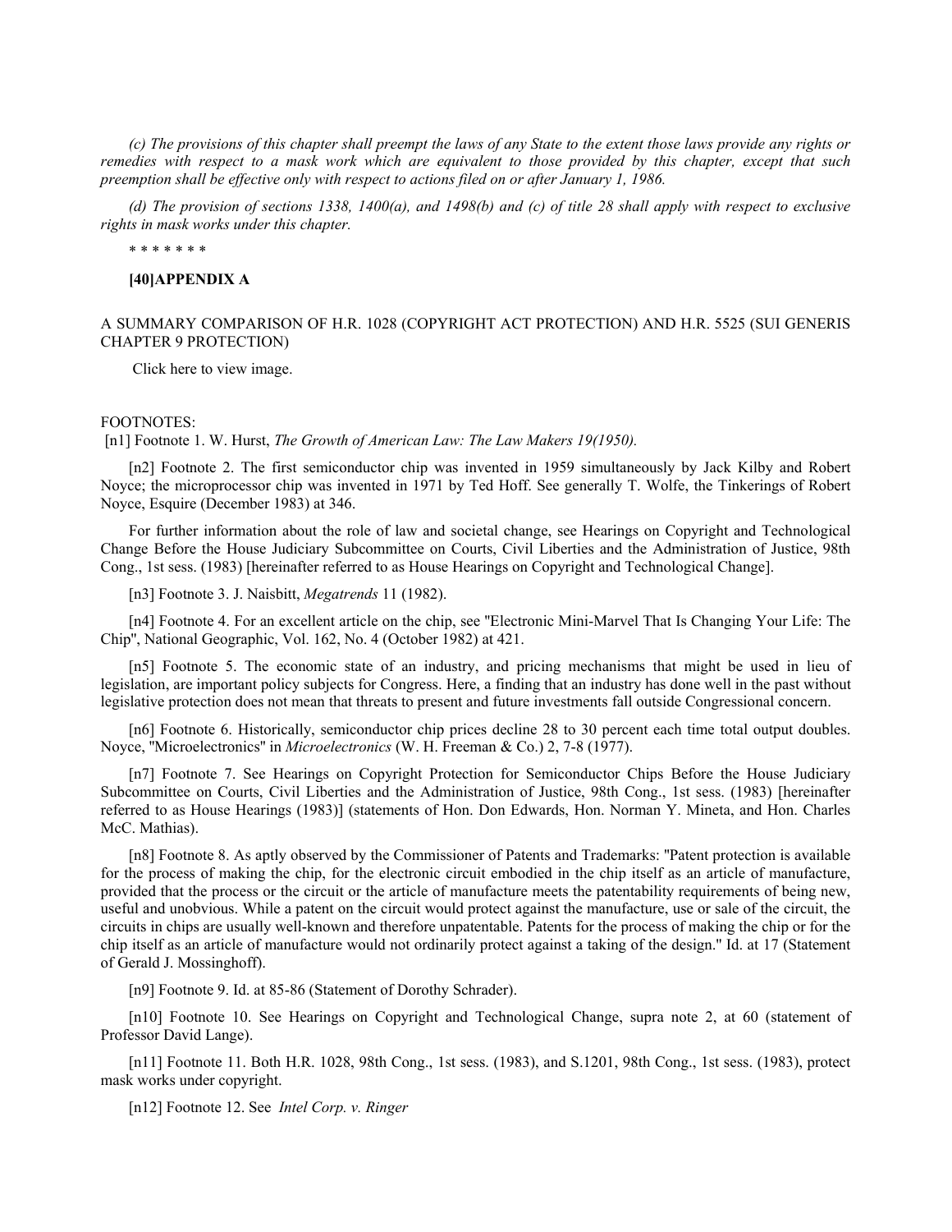*(c) The provisions of this chapter shall preempt the laws of any State to the extent those laws provide any rights or remedies with respect to a mask work which are equivalent to those provided by this chapter, except that such preemption shall be effective only with respect to actions filed on or after January 1, 1986.*

*(d) The provision of sections 1338, 1400(a), and 1498(b) and (c) of title 28 shall apply with respect to exclusive rights in mask works under this chapter.*

* * * * * * *

**[40]APPENDIX A**

A SUMMARY COMPARISON OF H.R. 1028 (COPYRIGHT ACT PROTECTION) AND H.R. 5525 (SUI GENERIS CHAPTER 9 PROTECTION)

Click here to view image.

FOOTNOTES:

[n1] Footnote 1. W. Hurst, *The Growth of American Law: The Law Makers 19(1950).*

[n2] Footnote 2. The first semiconductor chip was invented in 1959 simultaneously by Jack Kilby and Robert Noyce; the microprocessor chip was invented in 1971 by Ted Hoff. See generally T. Wolfe, the Tinkerings of Robert Noyce, Esquire (December 1983) at 346.

For further information about the role of law and societal change, see Hearings on Copyright and Technological Change Before the House Judiciary Subcommittee on Courts, Civil Liberties and the Administration of Justice, 98th Cong., 1st sess. (1983) [hereinafter referred to as House Hearings on Copyright and Technological Change].

[n3] Footnote 3. J. Naisbitt, *Megatrends* 11 (1982).

[n4] Footnote 4. For an excellent article on the chip, see "Electronic Mini-Marvel That Is Changing Your Life: The Chip", National Geographic, Vol. 162, No. 4 (October 1982) at 421.

[n5] Footnote 5. The economic state of an industry, and pricing mechanisms that might be used in lieu of legislation, are important policy subjects for Congress. Here, a finding that an industry has done well in the past without legislative protection does not mean that threats to present and future investments fall outside Congressional concern.

[n6] Footnote 6. Historically, semiconductor chip prices decline 28 to 30 percent each time total output doubles. Noyce, "Microelectronics" in *Microelectronics* (W. H. Freeman & Co.) 2, 7-8 (1977).

[n7] Footnote 7. See Hearings on Copyright Protection for Semiconductor Chips Before the House Judiciary Subcommittee on Courts, Civil Liberties and the Administration of Justice, 98th Cong., 1st sess. (1983) [hereinafter referred to as House Hearings (1983)] (statements of Hon. Don Edwards, Hon. Norman Y. Mineta, and Hon. Charles McC. Mathias).

[n8] Footnote 8. As aptly observed by the Commissioner of Patents and Trademarks: "Patent protection is available for the process of making the chip, for the electronic circuit embodied in the chip itself as an article of manufacture, provided that the process or the circuit or the article of manufacture meets the patentability requirements of being new, useful and unobvious. While a patent on the circuit would protect against the manufacture, use or sale of the circuit, the circuits in chips are usually well-known and therefore unpatentable. Patents for the process of making the chip or for the chip itself as an article of manufacture would not ordinarily protect against a taking of the design." Id. at 17 (Statement of Gerald J. Mossinghoff).

[n9] Footnote 9. Id. at 85-86 (Statement of Dorothy Schrader).

[n10] Footnote 10. See Hearings on Copyright and Technological Change, supra note 2, at 60 (statement of Professor David Lange).

[n11] Footnote 11. Both H.R. 1028, 98th Cong., 1st sess. (1983), and S.1201, 98th Cong., 1st sess. (1983), protect mask works under copyright.

[n12] Footnote 12. See *Intel Corp. v. Ringer*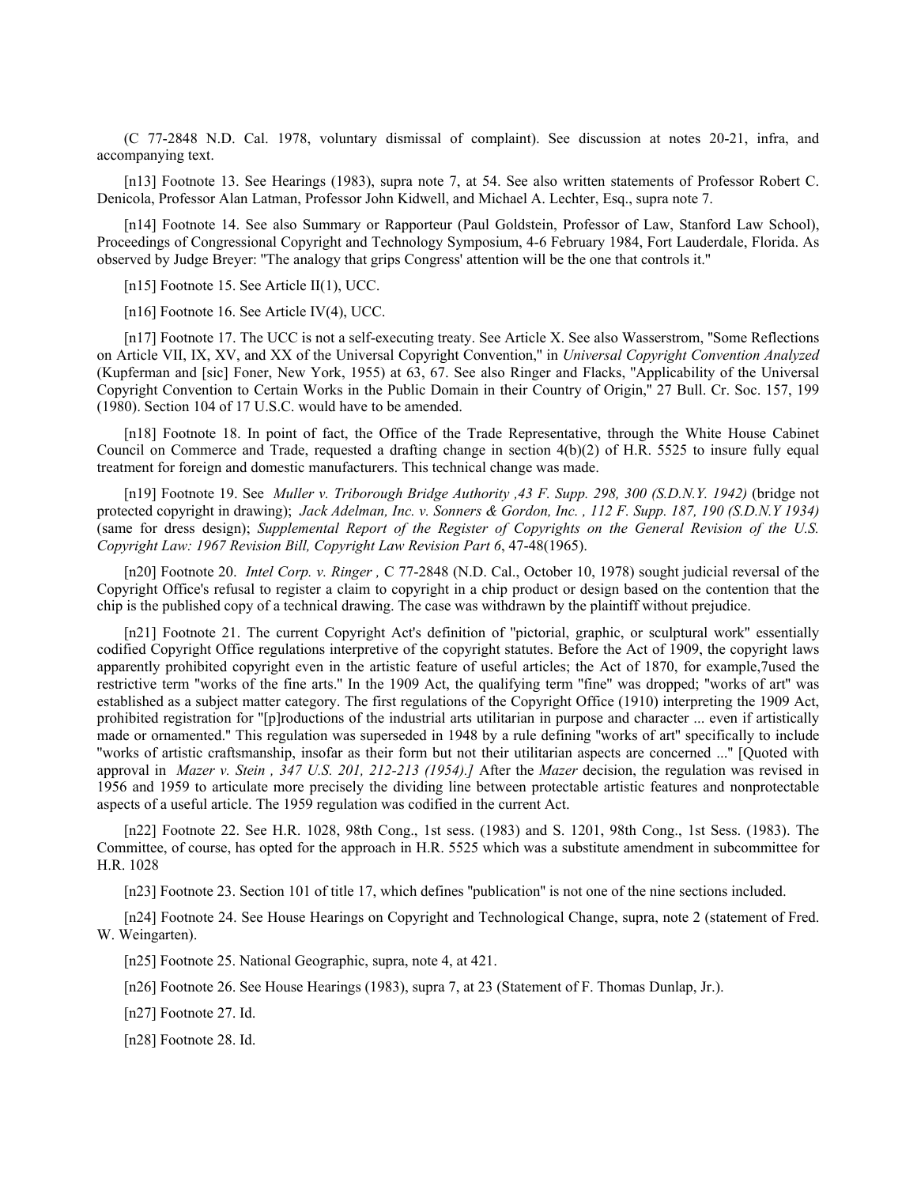(C 77-2848 N.D. Cal. 1978, voluntary dismissal of complaint). See discussion at notes 20-21, infra, and accompanying text.

[n13] Footnote 13. See Hearings (1983), supra note 7, at 54. See also written statements of Professor Robert C. Denicola, Professor Alan Latman, Professor John Kidwell, and Michael A. Lechter, Esq., supra note 7.

[n14] Footnote 14. See also Summary or Rapporteur (Paul Goldstein, Professor of Law, Stanford Law School), Proceedings of Congressional Copyright and Technology Symposium, 4-6 February 1984, Fort Lauderdale, Florida. As observed by Judge Breyer: "The analogy that grips Congress' attention will be the one that controls it."

[n15] Footnote 15. See Article II(1), UCC.

[n16] Footnote 16. See Article IV(4), UCC.

[n17] Footnote 17. The UCC is not a self-executing treaty. See Article X. See also Wasserstrom, "Some Reflections on Article VII, IX, XV, and XX of the Universal Copyright Convention," in *Universal Copyright Convention Analyzed* (Kupferman and [sic] Foner, New York, 1955) at 63, 67. See also Ringer and Flacks, "Applicability of the Universal Copyright Convention to Certain Works in the Public Domain in their Country of Origin," 27 Bull. Cr. Soc. 157, 199 (1980). Section 104 of 17 U.S.C. would have to be amended.

[n18] Footnote 18. In point of fact, the Office of the Trade Representative, through the White House Cabinet Council on Commerce and Trade, requested a drafting change in section 4(b)(2) of H.R. 5525 to insure fully equal treatment for foreign and domestic manufacturers. This technical change was made.

[n19] Footnote 19. See *Muller v. Triborough Bridge Authority ,43 F. Supp. 298, 300 (S.D.N.Y. 1942)* (bridge not protected copyright in drawing); *Jack Adelman, Inc. v. Sonners & Gordon, Inc. , 112 F. Supp. 187, 190 (S.D.N.Y 1934)* (same for dress design); *Supplemental Report of the Register of Copyrights on the General Revision of the U.S. Copyright Law: 1967 Revision Bill, Copyright Law Revision Part 6*, 47-48(1965).

[n20] Footnote 20. *Intel Corp. v. Ringer ,* C 77-2848 (N.D. Cal., October 10, 1978) sought judicial reversal of the Copyright Office's refusal to register a claim to copyright in a chip product or design based on the contention that the chip is the published copy of a technical drawing. The case was withdrawn by the plaintiff without prejudice.

[n21] Footnote 21. The current Copyright Act's definition of "pictorial, graphic, or sculptural work" essentially codified Copyright Office regulations interpretive of the copyright statutes. Before the Act of 1909, the copyright laws apparently prohibited copyright even in the artistic feature of useful articles; the Act of 1870, for example,7used the restrictive term "works of the fine arts." In the 1909 Act, the qualifying term "fine" was dropped; "works of art" was established as a subject matter category. The first regulations of the Copyright Office (1910) interpreting the 1909 Act, prohibited registration for "[p]roductions of the industrial arts utilitarian in purpose and character ... even if artistically made or ornamented." This regulation was superseded in 1948 by a rule defining "works of art" specifically to include "works of artistic craftsmanship, insofar as their form but not their utilitarian aspects are concerned ..." [Quoted with approval in *Mazer v. Stein , 347 U.S. 201, 212-213 (1954).]* After the *Mazer* decision, the regulation was revised in 1956 and 1959 to articulate more precisely the dividing line between protectable artistic features and nonprotectable aspects of a useful article. The 1959 regulation was codified in the current Act.

[n22] Footnote 22. See H.R. 1028, 98th Cong., 1st sess. (1983) and S. 1201, 98th Cong., 1st Sess. (1983). The Committee, of course, has opted for the approach in H.R. 5525 which was a substitute amendment in subcommittee for H.R. 1028

[n23] Footnote 23. Section 101 of title 17, which defines "publication" is not one of the nine sections included.

[n24] Footnote 24. See House Hearings on Copyright and Technological Change, supra, note 2 (statement of Fred. W. Weingarten).

[n25] Footnote 25. National Geographic, supra, note 4, at 421.

[n26] Footnote 26. See House Hearings (1983), supra 7, at 23 (Statement of F. Thomas Dunlap, Jr.).

[n27] Footnote 27. Id.

[n28] Footnote 28. Id.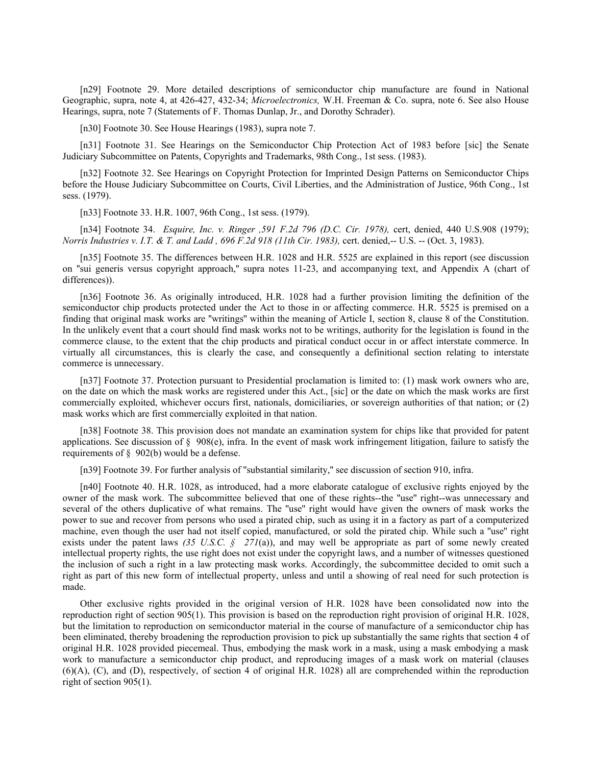[n29] Footnote 29. More detailed descriptions of semiconductor chip manufacture are found in National Geographic, supra, note 4, at 426-427, 432-34; *Microelectronics,* W.H. Freeman & Co. supra, note 6. See also House Hearings, supra, note 7 (Statements of F. Thomas Dunlap, Jr., and Dorothy Schrader).

[n30] Footnote 30. See House Hearings (1983), supra note 7.

[n31] Footnote 31. See Hearings on the Semiconductor Chip Protection Act of 1983 before [sic] the Senate Judiciary Subcommittee on Patents, Copyrights and Trademarks, 98th Cong., 1st sess. (1983).

[n32] Footnote 32. See Hearings on Copyright Protection for Imprinted Design Patterns on Semiconductor Chips before the House Judiciary Subcommittee on Courts, Civil Liberties, and the Administration of Justice, 96th Cong., 1st sess. (1979).

[n33] Footnote 33. H.R. 1007, 96th Cong., 1st sess. (1979).

[n34] Footnote 34. *Esquire, Inc. v. Ringer ,591 F.2d 796 (D.C. Cir. 1978),* cert, denied, 440 U.S.908 (1979); *Norris Industries v. I.T. & T. and Ladd , 696 F.2d 918 (11th Cir. 1983),* cert. denied,-- U.S. -- (Oct. 3, 1983).

[n35] Footnote 35. The differences between H.R. 1028 and H.R. 5525 are explained in this report (see discussion on "sui generis versus copyright approach," supra notes 11-23, and accompanying text, and Appendix A (chart of differences)).

[n36] Footnote 36. As originally introduced, H.R. 1028 had a further provision limiting the definition of the semiconductor chip products protected under the Act to those in or affecting commerce. H.R. 5525 is premised on a finding that original mask works are "writings" within the meaning of Article I, section 8, clause 8 of the Constitution. In the unlikely event that a court should find mask works not to be writings, authority for the legislation is found in the commerce clause, to the extent that the chip products and piratical conduct occur in or affect interstate commerce. In virtually all circumstances, this is clearly the case, and consequently a definitional section relating to interstate commerce is unnecessary.

[n37] Footnote 37. Protection pursuant to Presidential proclamation is limited to: (1) mask work owners who are, on the date on which the mask works are registered under this Act., [sic] or the date on which the mask works are first commercially exploited, whichever occurs first, nationals, domiciliaries, or sovereign authorities of that nation; or (2) mask works which are first commercially exploited in that nation.

[n38] Footnote 38. This provision does not mandate an examination system for chips like that provided for patent applications. See discussion of § 908(e), infra. In the event of mask work infringement litigation, failure to satisfy the requirements of § 902(b) would be a defense.

[n39] Footnote 39. For further analysis of "substantial similarity," see discussion of section 910, infra.

[n40] Footnote 40. H.R. 1028, as introduced, had a more elaborate catalogue of exclusive rights enjoyed by the owner of the mask work. The subcommittee believed that one of these rights--the "use" right--was unnecessary and several of the others duplicative of what remains. The "use" right would have given the owners of mask works the power to sue and recover from persons who used a pirated chip, such as using it in a factory as part of a computerized machine, even though the user had not itself copied, manufactured, or sold the pirated chip. While such a "use" right exists under the patent laws *(35 U.S.C. § 271*(a)), and may well be appropriate as part of some newly created intellectual property rights, the use right does not exist under the copyright laws, and a number of witnesses questioned the inclusion of such a right in a law protecting mask works. Accordingly, the subcommittee decided to omit such a right as part of this new form of intellectual property, unless and until a showing of real need for such protection is made.

Other exclusive rights provided in the original version of H.R. 1028 have been consolidated now into the reproduction right of section 905(1). This provision is based on the reproduction right provision of original H.R. 1028, but the limitation to reproduction on semiconductor material in the course of manufacture of a semiconductor chip has been eliminated, thereby broadening the reproduction provision to pick up substantially the same rights that section 4 of original H.R. 1028 provided piecemeal. Thus, embodying the mask work in a mask, using a mask embodying a mask work to manufacture a semiconductor chip product, and reproducing images of a mask work on material (clauses (6)(A), (C), and (D), respectively, of section 4 of original H.R. 1028) all are comprehended within the reproduction right of section 905(1).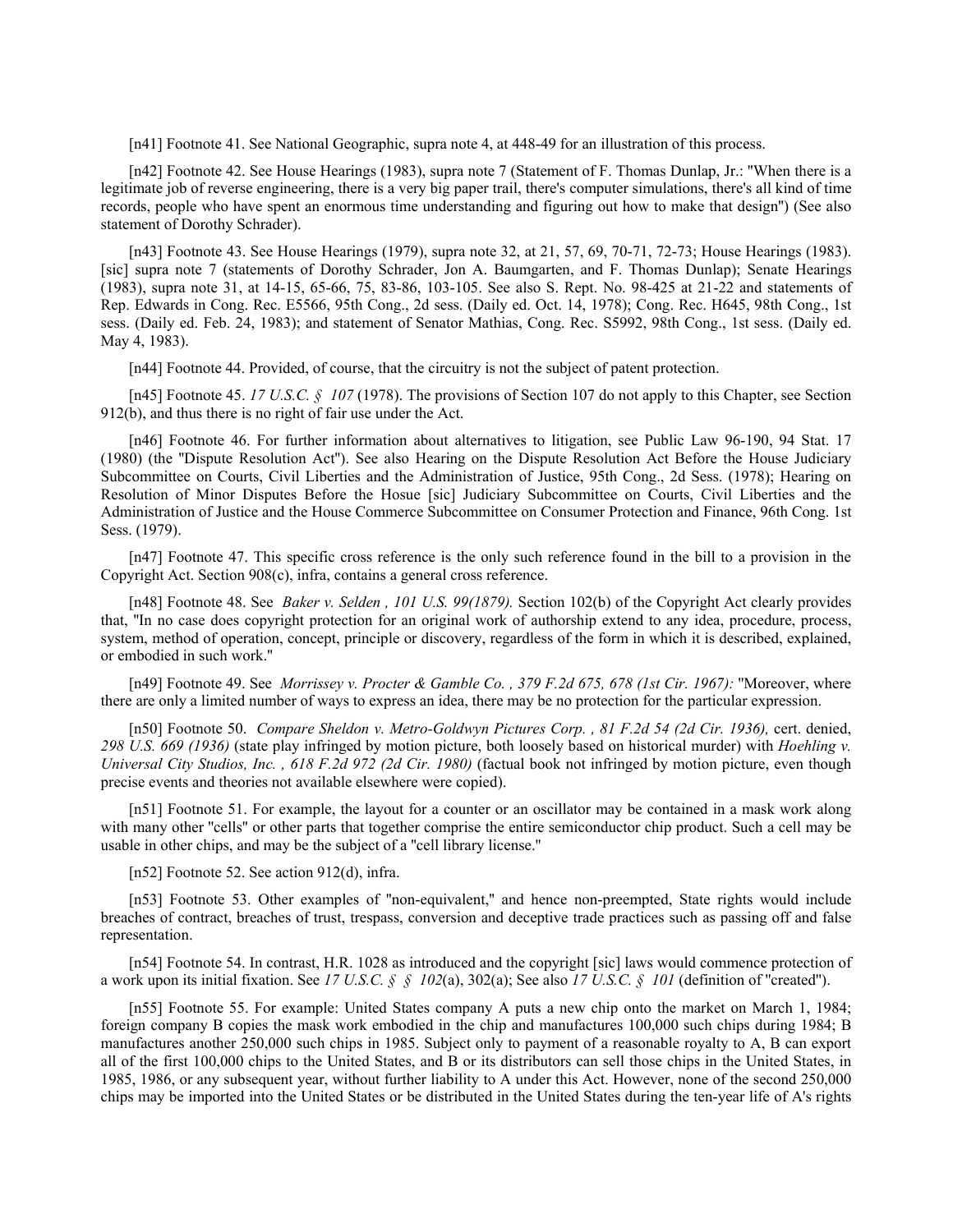[n41] Footnote 41. See National Geographic, supra note 4, at 448-49 for an illustration of this process.

[n42] Footnote 42. See House Hearings (1983), supra note 7 (Statement of F. Thomas Dunlap, Jr.: "When there is a legitimate job of reverse engineering, there is a very big paper trail, there's computer simulations, there's all kind of time records, people who have spent an enormous time understanding and figuring out how to make that design") (See also statement of Dorothy Schrader).

[n43] Footnote 43. See House Hearings (1979), supra note 32, at 21, 57, 69, 70-71, 72-73; House Hearings (1983). [sic] supra note 7 (statements of Dorothy Schrader, Jon A. Baumgarten, and F. Thomas Dunlap); Senate Hearings (1983), supra note 31, at 14-15, 65-66, 75, 83-86, 103-105. See also S. Rept. No. 98-425 at 21-22 and statements of Rep. Edwards in Cong. Rec. E5566, 95th Cong., 2d sess. (Daily ed. Oct. 14, 1978); Cong. Rec. H645, 98th Cong., 1st sess. (Daily ed. Feb. 24, 1983); and statement of Senator Mathias, Cong. Rec. S5992, 98th Cong., 1st sess. (Daily ed. May 4, 1983).

[n44] Footnote 44. Provided, of course, that the circuitry is not the subject of patent protection.

[n45] Footnote 45. *17 U.S.C. § 107* (1978). The provisions of Section 107 do not apply to this Chapter, see Section 912(b), and thus there is no right of fair use under the Act.

[n46] Footnote 46. For further information about alternatives to litigation, see Public Law 96-190, 94 Stat. 17 (1980) (the "Dispute Resolution Act"). See also Hearing on the Dispute Resolution Act Before the House Judiciary Subcommittee on Courts, Civil Liberties and the Administration of Justice, 95th Cong., 2d Sess. (1978); Hearing on Resolution of Minor Disputes Before the Hosue [sic] Judiciary Subcommittee on Courts, Civil Liberties and the Administration of Justice and the House Commerce Subcommittee on Consumer Protection and Finance, 96th Cong. 1st Sess. (1979).

[n47] Footnote 47. This specific cross reference is the only such reference found in the bill to a provision in the Copyright Act. Section 908(c), infra, contains a general cross reference.

[n48] Footnote 48. See *Baker v. Selden , 101 U.S. 99(1879).* Section 102(b) of the Copyright Act clearly provides that, "In no case does copyright protection for an original work of authorship extend to any idea, procedure, process, system, method of operation, concept, principle or discovery, regardless of the form in which it is described, explained, or embodied in such work."

[n49] Footnote 49. See *Morrissey v. Procter & Gamble Co. , 379 F.2d 675, 678 (1st Cir. 1967):* "Moreover, where there are only a limited number of ways to express an idea, there may be no protection for the particular expression.

[n50] Footnote 50. *Compare Sheldon v. Metro-Goldwyn Pictures Corp. , 81 F.2d 54 (2d Cir. 1936),* cert. denied, *298 U.S. 669 (1936)* (state play infringed by motion picture, both loosely based on historical murder) with *Hoehling v. Universal City Studios, Inc. , 618 F.2d 972 (2d Cir. 1980)* (factual book not infringed by motion picture, even though precise events and theories not available elsewhere were copied).

[n51] Footnote 51. For example, the layout for a counter or an oscillator may be contained in a mask work along with many other "cells" or other parts that together comprise the entire semiconductor chip product. Such a cell may be usable in other chips, and may be the subject of a "cell library license."

[n52] Footnote 52. See action 912(d), infra.

[n53] Footnote 53. Other examples of "non-equivalent," and hence non-preempted, State rights would include breaches of contract, breaches of trust, trespass, conversion and deceptive trade practices such as passing off and false representation.

[n54] Footnote 54. In contrast, H.R. 1028 as introduced and the copyright [sic] laws would commence protection of a work upon its initial fixation. See *17 U.S.C. § § 102*(a), 302(a); See also *17 U.S.C. § 101* (definition of "created").

[n55] Footnote 55. For example: United States company A puts a new chip onto the market on March 1, 1984; foreign company B copies the mask work embodied in the chip and manufactures 100,000 such chips during 1984; B manufactures another 250,000 such chips in 1985. Subject only to payment of a reasonable royalty to A, B can export all of the first 100,000 chips to the United States, and B or its distributors can sell those chips in the United States, in 1985, 1986, or any subsequent year, without further liability to A under this Act. However, none of the second 250,000 chips may be imported into the United States or be distributed in the United States during the ten-year life of A's rights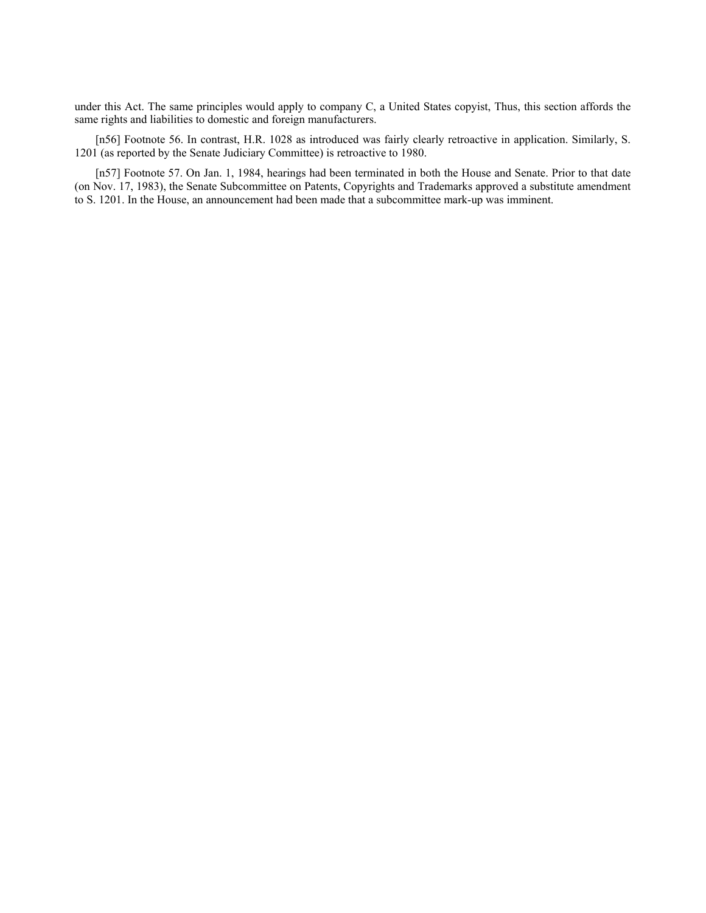under this Act. The same principles would apply to company C, a United States copyist, Thus, this section affords the same rights and liabilities to domestic and foreign manufacturers.

[n56] Footnote 56. In contrast, H.R. 1028 as introduced was fairly clearly retroactive in application. Similarly, S. 1201 (as reported by the Senate Judiciary Committee) is retroactive to 1980.

[n57] Footnote 57. On Jan. 1, 1984, hearings had been terminated in both the House and Senate. Prior to that date (on Nov. 17, 1983), the Senate Subcommittee on Patents, Copyrights and Trademarks approved a substitute amendment to S. 1201. In the House, an announcement had been made that a subcommittee mark-up was imminent.